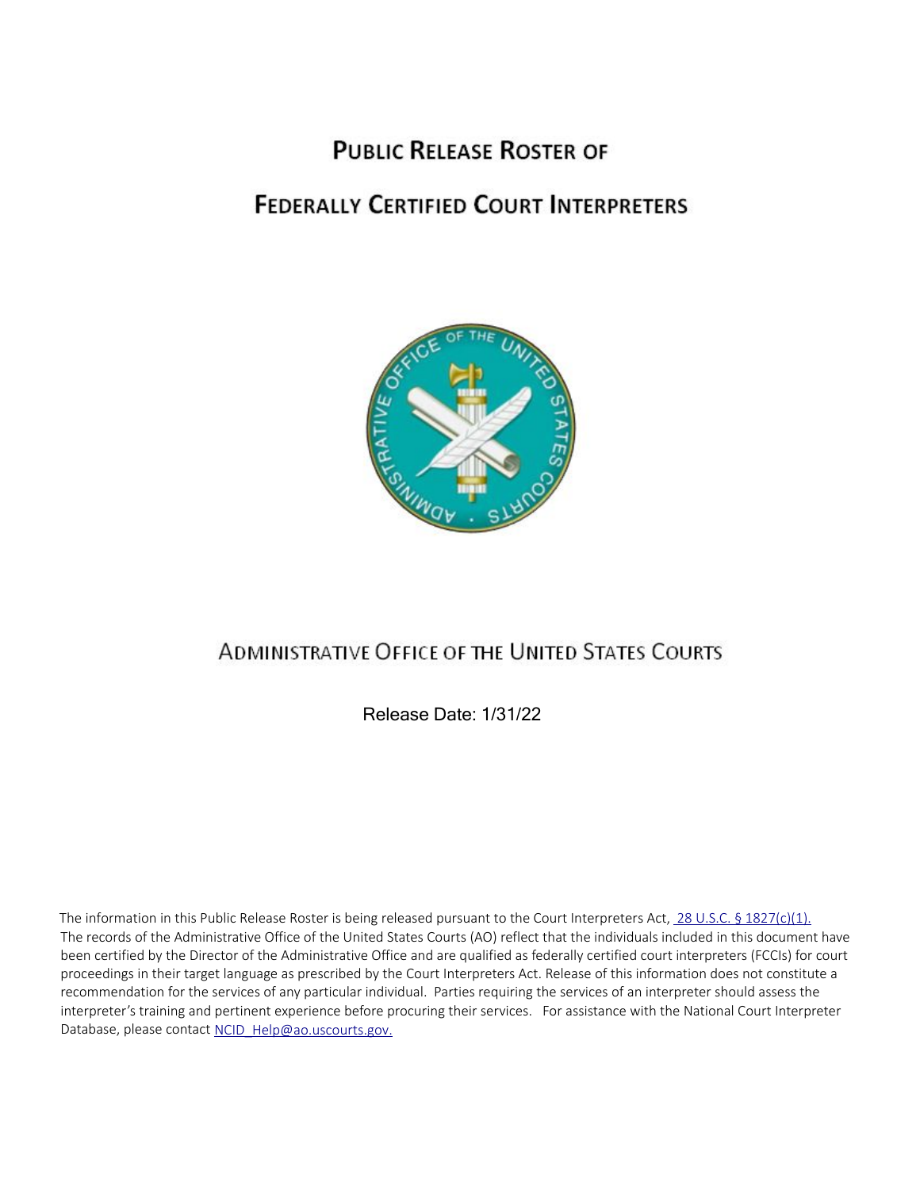# Public Release Roster of

# Federally Certified Court Interpreters

## Administrative Office of the United States Courts

Release Date: 1/31/22

The information in this Public Release Roster is being released pursuant to the Court Interpreters Act, [28 U.S.C. § 1827(c)(1).](#) The records of the Administrative Office of the United States Courts (AO) reflect that the individuals included in this document have been certified by the Director of the Administrative Office and are qualified as federally certified court interpreters (FCCIs) for court proceedings in their target language as prescribed by the Court Interpreters Act. Release of this information does not constitute a recommendation for the services of any particular individual. Parties requiring the services of an interpreter should assess the interpreter's training and pertinent experience before procuring their services. For assistance with the National Court Interpreter Database, please contact [NCID_Help@ao.uscourts.gov.](mailto:NCID_Help@ao.uscourts.gov)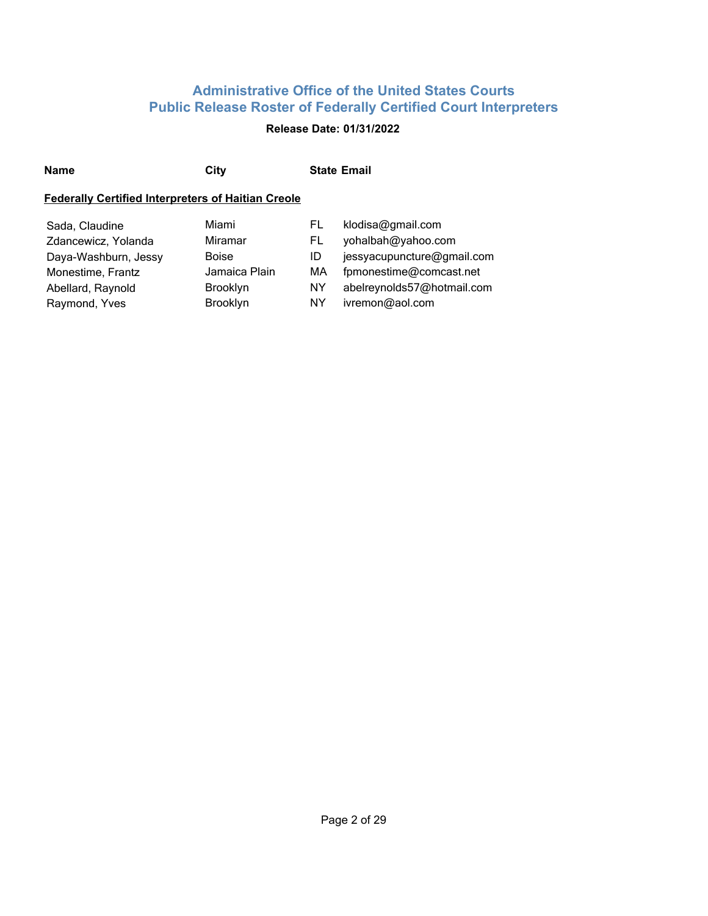## Administrative Office of the United States Courts
## Public Release Roster of Federally Certified Court Interpreters

**Release Date: 01/31/2022**

| Name | City | State | Email |
|---|---|---|---|
| **Federally Certified Interpreters of Haitian Creole** | | | |
| Sada, Claudine | Miami | FL | klodisa@gmail.com |
| Zdancewicz, Yolanda | Miramar | FL | yohalbah@yahoo.com |
| Daya-Washburn, Jessy | Boise | ID | jessyacupuncture@gmail.com |
| Monestime, Frantz | Jamaica Plain | MA | fpmonestime@comcast.net |
| Abellard, Raynold | Brooklyn | NY | abelreynolds57@hotmail.com |
| Raymond, Yves | Brooklyn | NY | ivremon@aol.com |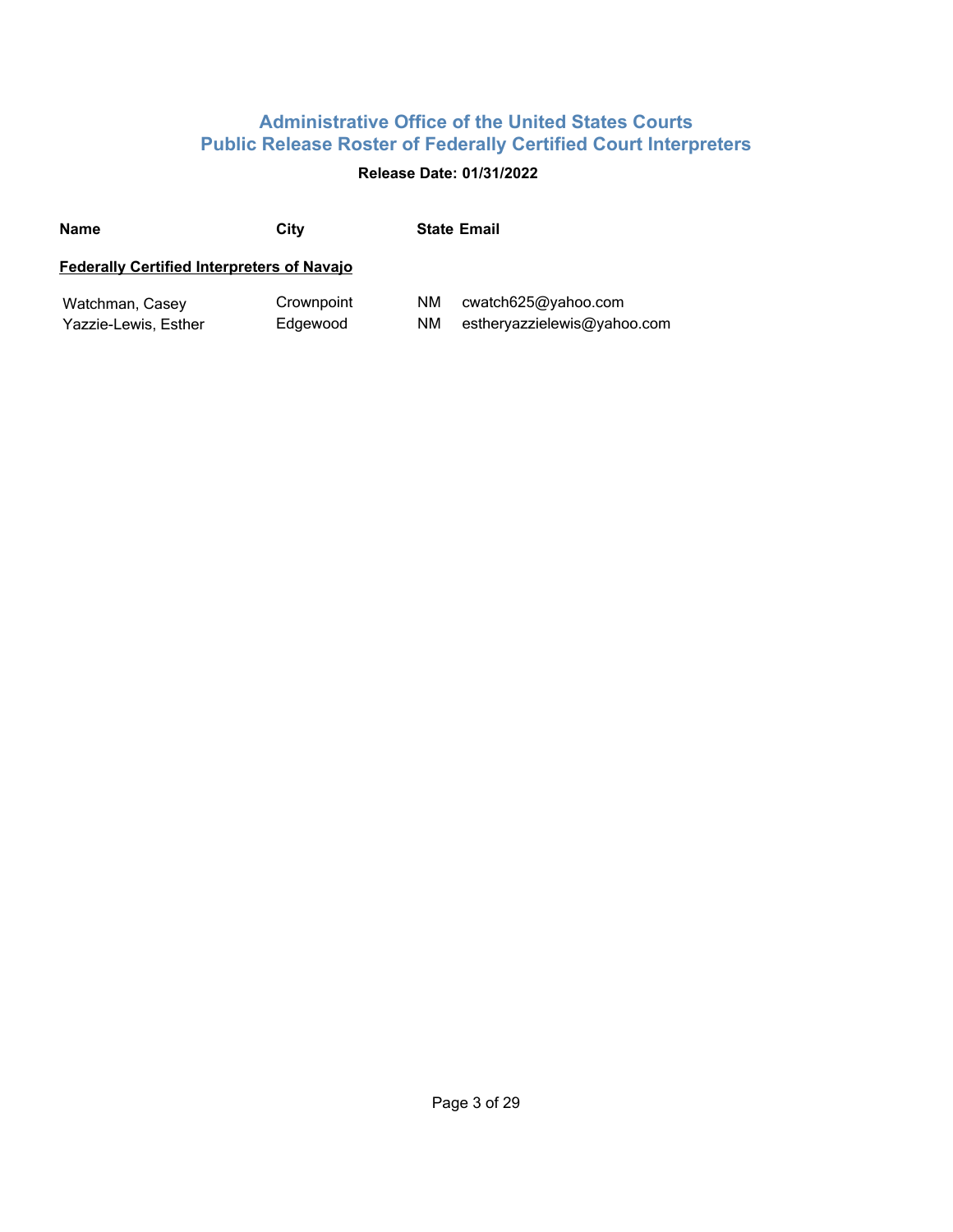## Administrative Office of the United States Courts
## Public Release Roster of Federally Certified Court Interpreters

**Release Date: 01/31/2022**

| Name | City | State | Email |
|---|---|---|---|
| **Federally Certified Interpreters of Navajo** | | | |
| Watchman, Casey | Crownpoint | NM | cwatch625@yahoo.com |
| Yazzie-Lewis, Esther | Edgewood | NM | estheryazzielewis@yahoo.com |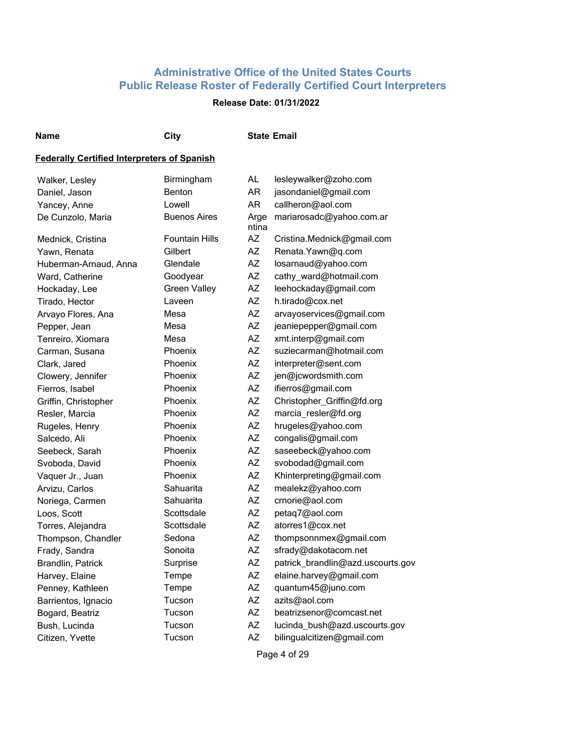## Administrative Office of the United States Courts
## Public Release Roster of Federally Certified Court Interpreters

**Release Date: 01/31/2022**

| Name | City | State | Email |
|---|---|---|---|

**Federally Certified Interpreters of Spanish**

| Name | City | State | Email |
|---|---|---|---|
| Walker, Lesley | Birmingham | AL | lesleywalker@zoho.com |
| Daniel, Jason | Benton | AR | jasondaniel@gmail.com |
| Yancey, Anne | Lowell | AR | callheron@aol.com |
| De Cunzolo, Maria | Buenos Aires | Argentina | mariarosadc@yahoo.com.ar |
| Mednick, Cristina | Fountain Hills | AZ | Cristina.Mednick@gmail.com |
| Yawn, Renata | Gilbert | AZ | Renata.Yawn@q.com |
| Huberman-Arnaud, Anna | Glendale | AZ | losarnaud@yahoo.com |
| Ward, Catherine | Goodyear | AZ | cathy_ward@hotmail.com |
| Hockaday, Lee | Green Valley | AZ | leehockaday@gmail.com |
| Tirado, Hector | Laveen | AZ | h.tirado@cox.net |
| Arvayo Flores, Ana | Mesa | AZ | arvayoservices@gmail.com |
| Pepper, Jean | Mesa | AZ | jeaniepepper@gmail.com |
| Tenreiro, Xiomara | Mesa | AZ | xmt.interp@gmail.com |
| Carman, Susana | Phoenix | AZ | suziecarman@hotmail.com |
| Clark, Jared | Phoenix | AZ | interpreter@sent.com |
| Clowery, Jennifer | Phoenix | AZ | jen@jcwordsmith.com |
| Fierros, Isabel | Phoenix | AZ | ifierros@gmail.com |
| Griffin, Christopher | Phoenix | AZ | Christopher_Griffin@fd.org |
| Resler, Marcia | Phoenix | AZ | marcia_resler@fd.org |
| Rugeles, Henry | Phoenix | AZ | hrugeles@yahoo.com |
| Salcedo, Ali | Phoenix | AZ | congalis@gmail.com |
| Seebeck, Sarah | Phoenix | AZ | saseebeck@yahoo.com |
| Svoboda, David | Phoenix | AZ | svobodad@gmail.com |
| Vaquer Jr., Juan | Phoenix | AZ | Khinterpreting@gmail.com |
| Arvizu, Carlos | Sahuarita | AZ | mealekz@yahoo.com |
| Noriega, Carmen | Sahuarita | AZ | crnorie@aol.com |
| Loos, Scott | Scottsdale | AZ | petaq7@aol.com |
| Torres, Alejandra | Scottsdale | AZ | atorres1@cox.net |
| Thompson, Chandler | Sedona | AZ | thompsonnmex@gmail.com |
| Frady, Sandra | Sonoita | AZ | sfrady@dakotacom.net |
| Brandlin, Patrick | Surprise | AZ | patrick_brandlin@azd.uscourts.gov |
| Harvey, Elaine | Tempe | AZ | elaine.harvey@gmail.com |
| Penney, Kathleen | Tempe | AZ | quantum45@juno.com |
| Barrientos, Ignacio | Tucson | AZ | azits@aol.com |
| Bogard, Beatriz | Tucson | AZ | beatrizsenor@comcast.net |
| Bush, Lucinda | Tucson | AZ | lucinda_bush@azd.uscourts.gov |
| Citizen, Yvette | Tucson | AZ | bilingualcitizen@gmail.com |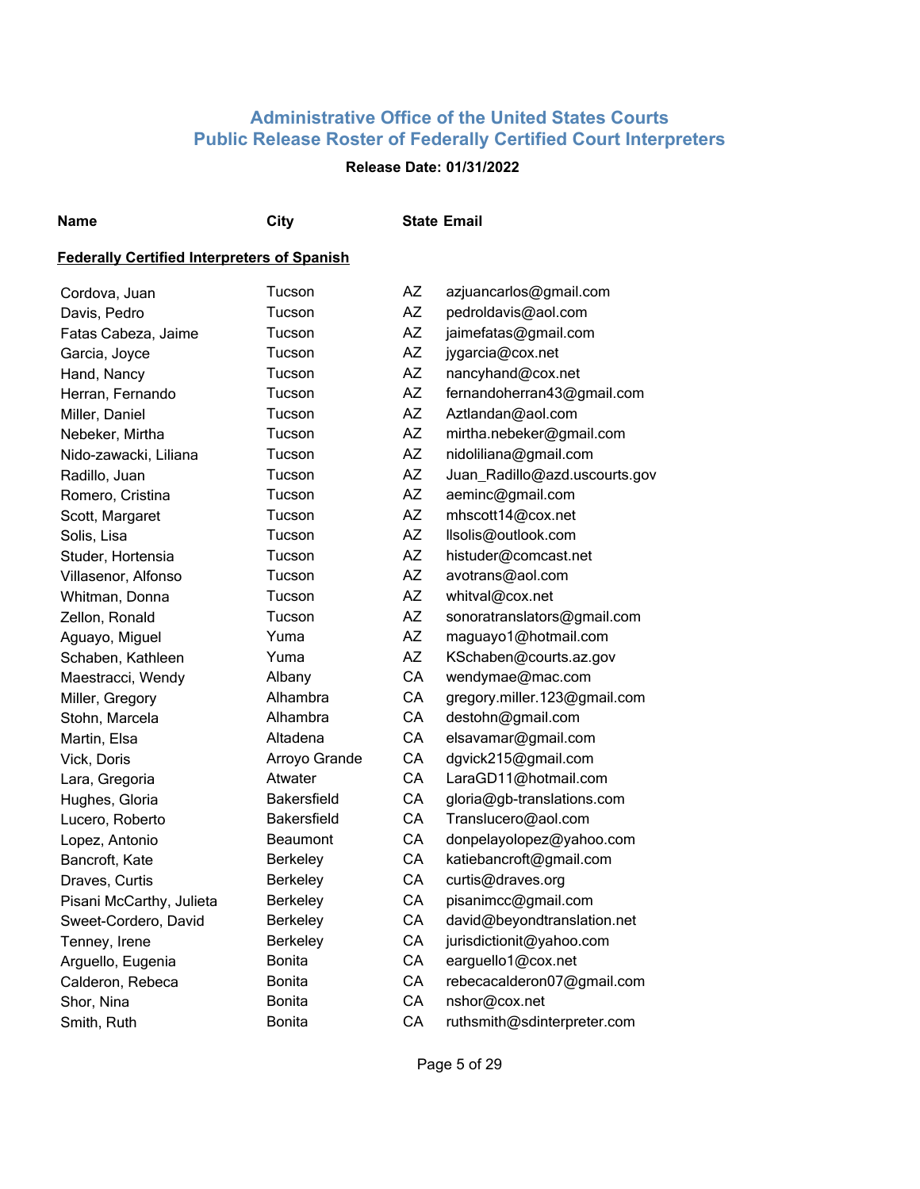# Administrative Office of the United States Courts
# Public Release Roster of Federally Certified Court Interpreters

**Release Date: 01/31/2022**

| Name | City | State | Email |
|---|---|---|---|

**Federally Certified Interpreters of Spanish**

| Name | City | State | Email |
|---|---|---|---|
| Cordova, Juan | Tucson | AZ | azjuancarlos@gmail.com |
| Davis, Pedro | Tucson | AZ | pedroldavis@aol.com |
| Fatas Cabeza, Jaime | Tucson | AZ | jaimefatas@gmail.com |
| Garcia, Joyce | Tucson | AZ | jygarcia@cox.net |
| Hand, Nancy | Tucson | AZ | nancyhand@cox.net |
| Herran, Fernando | Tucson | AZ | fernandoherran43@gmail.com |
| Miller, Daniel | Tucson | AZ | Aztlandan@aol.com |
| Nebeker, Mirtha | Tucson | AZ | mirtha.nebeker@gmail.com |
| Nido-zawacki, Liliana | Tucson | AZ | nidoliliana@gmail.com |
| Radillo, Juan | Tucson | AZ | Juan_Radillo@azd.uscourts.gov |
| Romero, Cristina | Tucson | AZ | aeminc@gmail.com |
| Scott, Margaret | Tucson | AZ | mhscott14@cox.net |
| Solis, Lisa | Tucson | AZ | llsolis@outlook.com |
| Studer, Hortensia | Tucson | AZ | histuder@comcast.net |
| Villasenor, Alfonso | Tucson | AZ | avotrans@aol.com |
| Whitman, Donna | Tucson | AZ | whitval@cox.net |
| Zellon, Ronald | Tucson | AZ | sonoratranslators@gmail.com |
| Aguayo, Miguel | Yuma | AZ | maguayo1@hotmail.com |
| Schaben, Kathleen | Yuma | AZ | KSchaben@courts.az.gov |
| Maestracci, Wendy | Albany | CA | wendymae@mac.com |
| Miller, Gregory | Alhambra | CA | gregory.miller.123@gmail.com |
| Stohn, Marcela | Alhambra | CA | destohn@gmail.com |
| Martin, Elsa | Altadena | CA | elsavamar@gmail.com |
| Vick, Doris | Arroyo Grande | CA | dgvick215@gmail.com |
| Lara, Gregoria | Atwater | CA | LaraGD11@hotmail.com |
| Hughes, Gloria | Bakersfield | CA | gloria@gb-translations.com |
| Lucero, Roberto | Bakersfield | CA | Translucero@aol.com |
| Lopez, Antonio | Beaumont | CA | donpelayolopez@yahoo.com |
| Bancroft, Kate | Berkeley | CA | katiebancroft@gmail.com |
| Draves, Curtis | Berkeley | CA | curtis@draves.org |
| Pisani McCarthy, Julieta | Berkeley | CA | pisanimcc@gmail.com |
| Sweet-Cordero, David | Berkeley | CA | david@beyondtranslation.net |
| Tenney, Irene | Berkeley | CA | jurisdictionit@yahoo.com |
| Arguello, Eugenia | Bonita | CA | earguello1@cox.net |
| Calderon, Rebeca | Bonita | CA | rebecacalderon07@gmail.com |
| Shor, Nina | Bonita | CA | nshor@cox.net |
| Smith, Ruth | Bonita | CA | ruthsmith@sdinterpreter.com |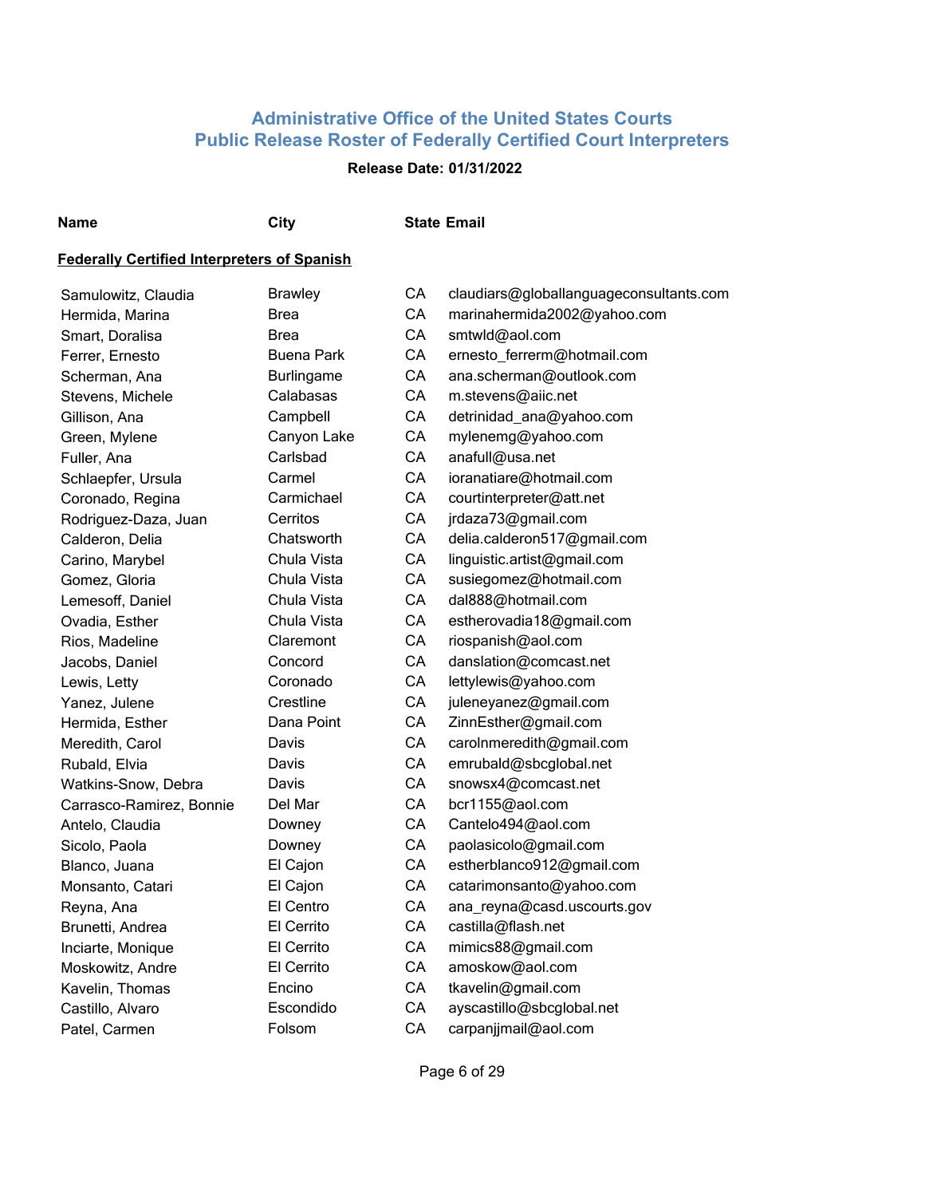# Administrative Office of the United States Courts
## Public Release Roster of Federally Certified Court Interpreters

**Release Date: 01/31/2022**

| Name | City | State | Email |
|---|---|---|---|

**Federally Certified Interpreters of Spanish**

| Name | City | State | Email |
|---|---|---|---|
| Samulowitz, Claudia | Brawley | CA | claudiars@globallanguageconsultants.com |
| Hermida, Marina | Brea | CA | marinahermida2002@yahoo.com |
| Smart, Doralisa | Brea | CA | smtwld@aol.com |
| Ferrer, Ernesto | Buena Park | CA | ernesto_ferrerm@hotmail.com |
| Scherman, Ana | Burlingame | CA | ana.scherman@outlook.com |
| Stevens, Michele | Calabasas | CA | m.stevens@aiic.net |
| Gillison, Ana | Campbell | CA | detrinidad_ana@yahoo.com |
| Green, Mylene | Canyon Lake | CA | mylenemg@yahoo.com |
| Fuller, Ana | Carlsbad | CA | anafull@usa.net |
| Schlaepfer, Ursula | Carmel | CA | ioranatiare@hotmail.com |
| Coronado, Regina | Carmichael | CA | courtinterpreter@att.net |
| Rodriguez-Daza, Juan | Cerritos | CA | jrdaza73@gmail.com |
| Calderon, Delia | Chatsworth | CA | delia.calderon517@gmail.com |
| Carino, Marybel | Chula Vista | CA | linguistic.artist@gmail.com |
| Gomez, Gloria | Chula Vista | CA | susiegomez@hotmail.com |
| Lemesoff, Daniel | Chula Vista | CA | dal888@hotmail.com |
| Ovadia, Esther | Chula Vista | CA | estherovadia18@gmail.com |
| Rios, Madeline | Claremont | CA | riospanish@aol.com |
| Jacobs, Daniel | Concord | CA | danslation@comcast.net |
| Lewis, Letty | Coronado | CA | lettylewis@yahoo.com |
| Yanez, Julene | Crestline | CA | juleneyanez@gmail.com |
| Hermida, Esther | Dana Point | CA | ZinnEsther@gmail.com |
| Meredith, Carol | Davis | CA | carolnmeredith@gmail.com |
| Rubald, Elvia | Davis | CA | emrubald@sbcglobal.net |
| Watkins-Snow, Debra | Davis | CA | snowsx4@comcast.net |
| Carrasco-Ramirez, Bonnie | Del Mar | CA | bcr1155@aol.com |
| Antelo, Claudia | Downey | CA | Cantelo494@aol.com |
| Sicolo, Paola | Downey | CA | paolasicolo@gmail.com |
| Blanco, Juana | El Cajon | CA | estherblanco912@gmail.com |
| Monsanto, Catari | El Cajon | CA | catarimonsanto@yahoo.com |
| Reyna, Ana | El Centro | CA | ana_reyna@casd.uscourts.gov |
| Brunetti, Andrea | El Cerrito | CA | castilla@flash.net |
| Inciarte, Monique | El Cerrito | CA | mimics88@gmail.com |
| Moskowitz, Andre | El Cerrito | CA | amoskow@aol.com |
| Kavelin, Thomas | Encino | CA | tkavelin@gmail.com |
| Castillo, Alvaro | Escondido | CA | ayscastillo@sbcglobal.net |
| Patel, Carmen | Folsom | CA | carpanjjmail@aol.com |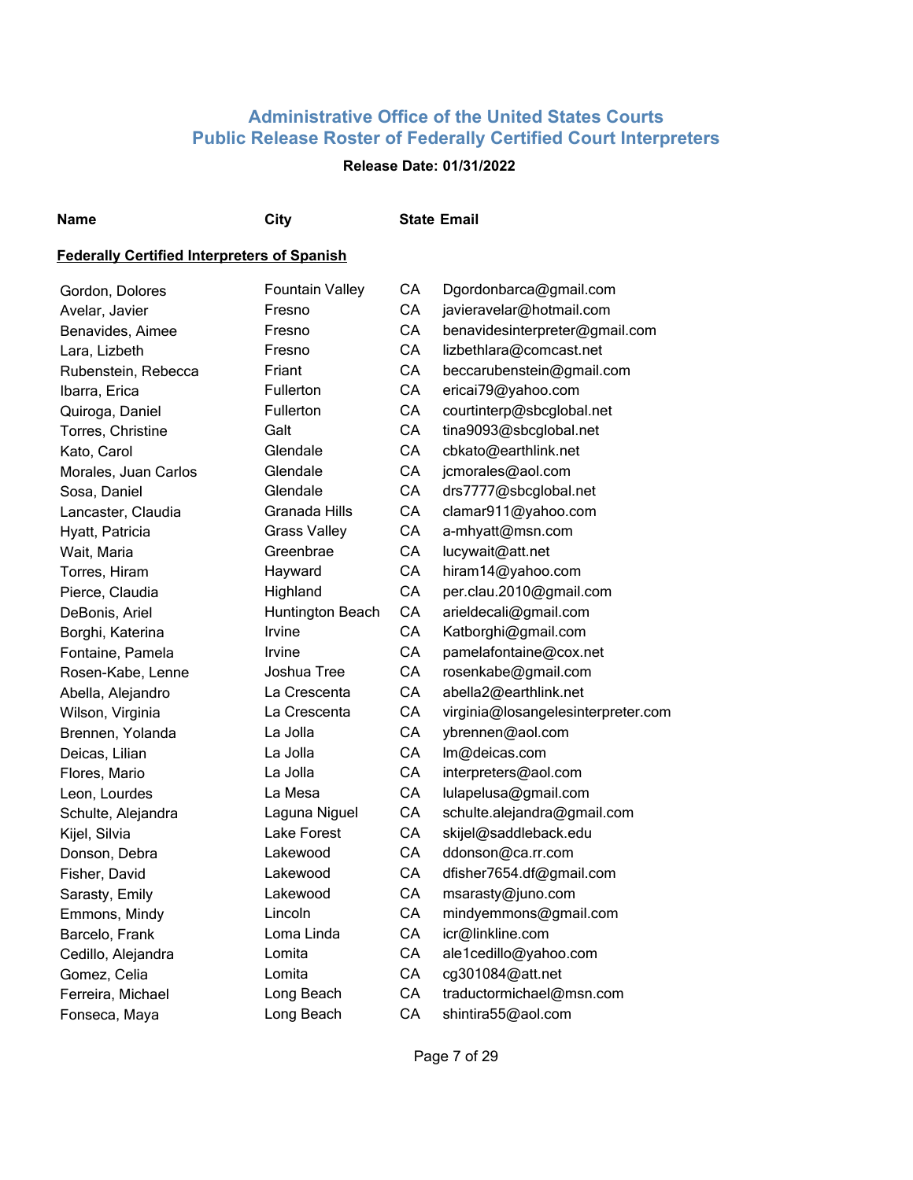# Administrative Office of the United States Courts
# Public Release Roster of Federally Certified Court Interpreters

**Release Date: 01/31/2022**

**Federally Certified Interpreters of Spanish**

| Name | City | State | Email |
|---|---|---|---|
| Gordon, Dolores | Fountain Valley | CA | Dgordonbarca@gmail.com |
| Avelar, Javier | Fresno | CA | javieravelar@hotmail.com |
| Benavides, Aimee | Fresno | CA | benavidesinterpreter@gmail.com |
| Lara, Lizbeth | Fresno | CA | lizbethlara@comcast.net |
| Rubenstein, Rebecca | Friant | CA | beccarubenstein@gmail.com |
| Ibarra, Erica | Fullerton | CA | ericai79@yahoo.com |
| Quiroga, Daniel | Fullerton | CA | courtinterp@sbcglobal.net |
| Torres, Christine | Galt | CA | tina9093@sbcglobal.net |
| Kato, Carol | Glendale | CA | cbkato@earthlink.net |
| Morales, Juan Carlos | Glendale | CA | jcmorales@aol.com |
| Sosa, Daniel | Glendale | CA | drs7777@sbcglobal.net |
| Lancaster, Claudia | Granada Hills | CA | clamar911@yahoo.com |
| Hyatt, Patricia | Grass Valley | CA | a-mhyatt@msn.com |
| Wait, Maria | Greenbrae | CA | lucywait@att.net |
| Torres, Hiram | Hayward | CA | hiram14@yahoo.com |
| Pierce, Claudia | Highland | CA | per.clau.2010@gmail.com |
| DeBonis, Ariel | Huntington Beach | CA | arieldecali@gmail.com |
| Borghi, Katerina | Irvine | CA | Katborghi@gmail.com |
| Fontaine, Pamela | Irvine | CA | pamelafontaine@cox.net |
| Rosen-Kabe, Lenne | Joshua Tree | CA | rosenkabe@gmail.com |
| Abella, Alejandro | La Crescenta | CA | abella2@earthlink.net |
| Wilson, Virginia | La Crescenta | CA | virginia@losangelesinterpreter.com |
| Brennen, Yolanda | La Jolla | CA | ybrennen@aol.com |
| Deicas, Lilian | La Jolla | CA | lm@deicas.com |
| Flores, Mario | La Jolla | CA | interpreters@aol.com |
| Leon, Lourdes | La Mesa | CA | lulapelusa@gmail.com |
| Schulte, Alejandra | Laguna Niguel | CA | schulte.alejandra@gmail.com |
| Kijel, Silvia | Lake Forest | CA | skijel@saddleback.edu |
| Donson, Debra | Lakewood | CA | ddonson@ca.rr.com |
| Fisher, David | Lakewood | CA | dfisher7654.df@gmail.com |
| Sarasty, Emily | Lakewood | CA | msarasty@juno.com |
| Emmons, Mindy | Lincoln | CA | mindyemmons@gmail.com |
| Barcelo, Frank | Loma Linda | CA | icr@linkline.com |
| Cedillo, Alejandra | Lomita | CA | ale1cedillo@yahoo.com |
| Gomez, Celia | Lomita | CA | cg301084@att.net |
| Ferreira, Michael | Long Beach | CA | traductormichael@msn.com |
| Fonseca, Maya | Long Beach | CA | shintira55@aol.com |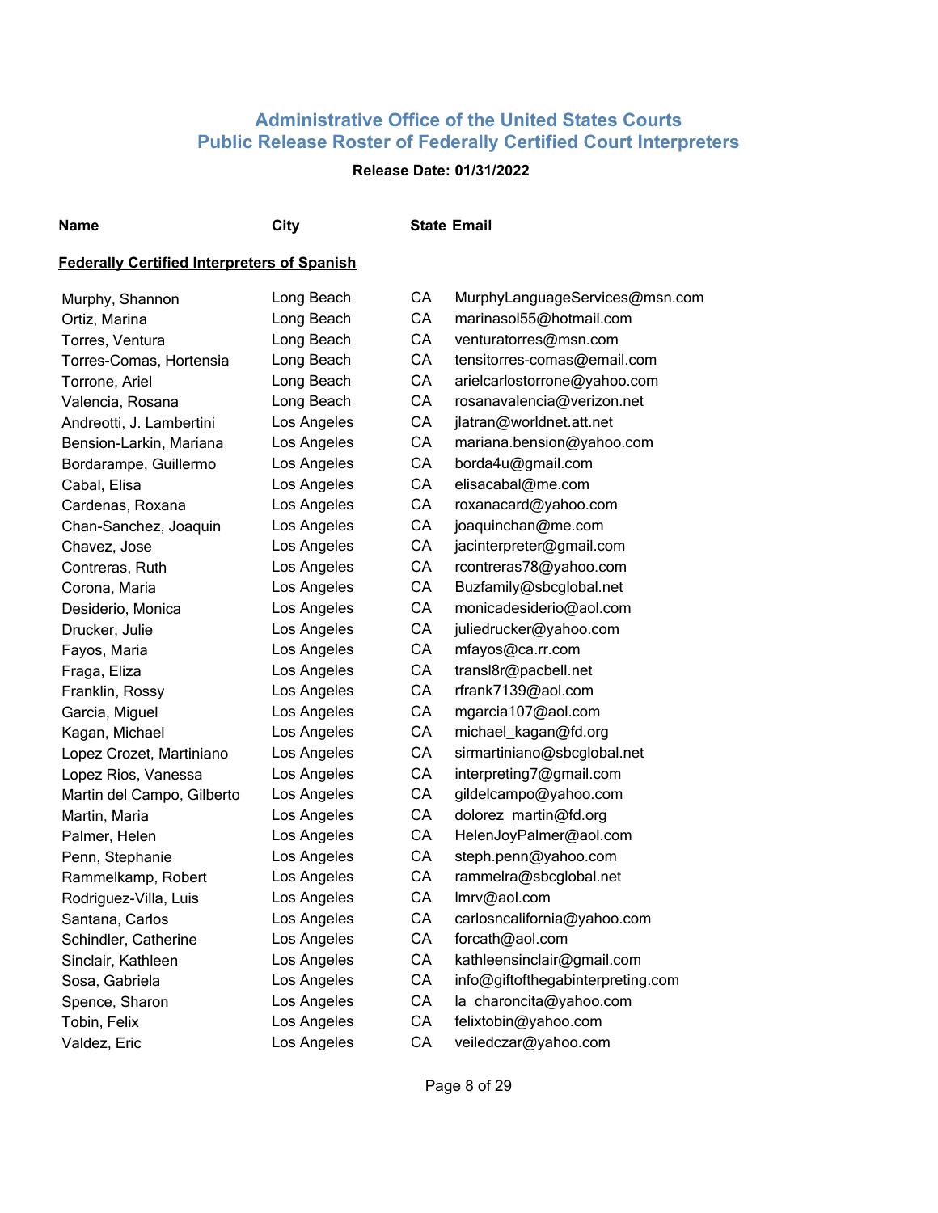## Administrative Office of the United States Courts
## Public Release Roster of Federally Certified Court Interpreters

**Release Date: 01/31/2022**

| Name | City | State | Email |
|---|---|---|---|
| **Federally Certified Interpreters of Spanish** | | | |
| Murphy, Shannon | Long Beach | CA | MurphyLanguageServices@msn.com |
| Ortiz, Marina | Long Beach | CA | marinasol55@hotmail.com |
| Torres, Ventura | Long Beach | CA | venturatorres@msn.com |
| Torres-Comas, Hortensia | Long Beach | CA | tensitorres-comas@email.com |
| Torrone, Ariel | Long Beach | CA | arielcarlostorrone@yahoo.com |
| Valencia, Rosana | Long Beach | CA | rosanavalencia@verizon.net |
| Andreotti, J. Lambertini | Los Angeles | CA | jlatran@worldnet.att.net |
| Bension-Larkin, Mariana | Los Angeles | CA | mariana.bension@yahoo.com |
| Bordarampe, Guillermo | Los Angeles | CA | borda4u@gmail.com |
| Cabal, Elisa | Los Angeles | CA | elisacabal@me.com |
| Cardenas, Roxana | Los Angeles | CA | roxanacard@yahoo.com |
| Chan-Sanchez, Joaquin | Los Angeles | CA | joaquinchan@me.com |
| Chavez, Jose | Los Angeles | CA | jacinterpreter@gmail.com |
| Contreras, Ruth | Los Angeles | CA | rcontreras78@yahoo.com |
| Corona, Maria | Los Angeles | CA | Buzfamily@sbcglobal.net |
| Desiderio, Monica | Los Angeles | CA | monicadesiderio@aol.com |
| Drucker, Julie | Los Angeles | CA | juliedrucker@yahoo.com |
| Fayos, Maria | Los Angeles | CA | mfayos@ca.rr.com |
| Fraga, Eliza | Los Angeles | CA | transl8r@pacbell.net |
| Franklin, Rossy | Los Angeles | CA | rfrank7139@aol.com |
| Garcia, Miguel | Los Angeles | CA | mgarcia107@aol.com |
| Kagan, Michael | Los Angeles | CA | michael_kagan@fd.org |
| Lopez Crozet, Martiniano | Los Angeles | CA | sirmartiniano@sbcglobal.net |
| Lopez Rios, Vanessa | Los Angeles | CA | interpreting7@gmail.com |
| Martin del Campo, Gilberto | Los Angeles | CA | gildelcampo@yahoo.com |
| Martin, Maria | Los Angeles | CA | dolorez_martin@fd.org |
| Palmer, Helen | Los Angeles | CA | HelenJoyPalmer@aol.com |
| Penn, Stephanie | Los Angeles | CA | steph.penn@yahoo.com |
| Rammelkamp, Robert | Los Angeles | CA | rammelra@sbcglobal.net |
| Rodriguez-Villa, Luis | Los Angeles | CA | lmrv@aol.com |
| Santana, Carlos | Los Angeles | CA | carlosncalifornia@yahoo.com |
| Schindler, Catherine | Los Angeles | CA | forcath@aol.com |
| Sinclair, Kathleen | Los Angeles | CA | kathleensinclair@gmail.com |
| Sosa, Gabriela | Los Angeles | CA | info@giftofthegabinterpreting.com |
| Spence, Sharon | Los Angeles | CA | la_charoncita@yahoo.com |
| Tobin, Felix | Los Angeles | CA | felixtobin@yahoo.com |
| Valdez, Eric | Los Angeles | CA | veiledczar@yahoo.com |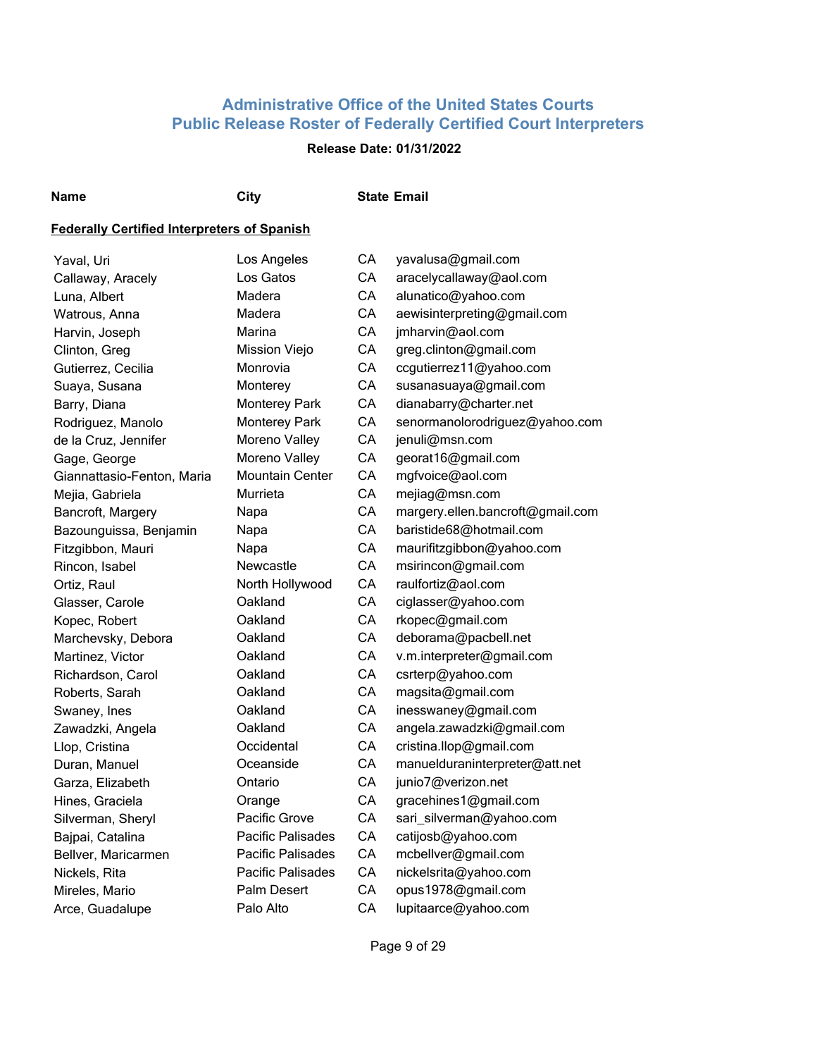## Administrative Office of the United States Courts
## Public Release Roster of Federally Certified Court Interpreters

**Release Date: 01/31/2022**

**Federally Certified Interpreters of Spanish**

| Name | City | State | Email |
|---|---|---|---|
| Yaval, Uri | Los Angeles | CA | yavalusa@gmail.com |
| Callaway, Aracely | Los Gatos | CA | aracelycallaway@aol.com |
| Luna, Albert | Madera | CA | alunatico@yahoo.com |
| Watrous, Anna | Madera | CA | aewisinterpreting@gmail.com |
| Harvin, Joseph | Marina | CA | jmharvin@aol.com |
| Clinton, Greg | Mission Viejo | CA | greg.clinton@gmail.com |
| Gutierrez, Cecilia | Monrovia | CA | ccgutierrez11@yahoo.com |
| Suaya, Susana | Monterey | CA | susanasuaya@gmail.com |
| Barry, Diana | Monterey Park | CA | dianabarry@charter.net |
| Rodriguez, Manolo | Monterey Park | CA | senormanolorodriguez@yahoo.com |
| de la Cruz, Jennifer | Moreno Valley | CA | jenuli@msn.com |
| Gage, George | Moreno Valley | CA | georat16@gmail.com |
| Giannattasio-Fenton, Maria | Mountain Center | CA | mgfvoice@aol.com |
| Mejia, Gabriela | Murrieta | CA | mejiag@msn.com |
| Bancroft, Margery | Napa | CA | margery.ellen.bancroft@gmail.com |
| Bazounguissa, Benjamin | Napa | CA | baristide68@hotmail.com |
| Fitzgibbon, Mauri | Napa | CA | maurifitzgibbon@yahoo.com |
| Rincon, Isabel | Newcastle | CA | msirincon@gmail.com |
| Ortiz, Raul | North Hollywood | CA | raulfortiz@aol.com |
| Glasser, Carole | Oakland | CA | ciglasser@yahoo.com |
| Kopec, Robert | Oakland | CA | rkopec@gmail.com |
| Marchevsky, Debora | Oakland | CA | deborama@pacbell.net |
| Martinez, Victor | Oakland | CA | v.m.interpreter@gmail.com |
| Richardson, Carol | Oakland | CA | csrterp@yahoo.com |
| Roberts, Sarah | Oakland | CA | magsita@gmail.com |
| Swaney, Ines | Oakland | CA | inesswaney@gmail.com |
| Zawadzki, Angela | Oakland | CA | angela.zawadzki@gmail.com |
| Llop, Cristina | Occidental | CA | cristina.llop@gmail.com |
| Duran, Manuel | Oceanside | CA | manuelduraninterpreter@att.net |
| Garza, Elizabeth | Ontario | CA | junio7@verizon.net |
| Hines, Graciela | Orange | CA | gracehines1@gmail.com |
| Silverman, Sheryl | Pacific Grove | CA | sari_silverman@yahoo.com |
| Bajpai, Catalina | Pacific Palisades | CA | catijosb@yahoo.com |
| Bellver, Maricarmen | Pacific Palisades | CA | mcbellver@gmail.com |
| Nickels, Rita | Pacific Palisades | CA | nickelsrita@yahoo.com |
| Mireles, Mario | Palm Desert | CA | opus1978@gmail.com |
| Arce, Guadalupe | Palo Alto | CA | lupitaarce@yahoo.com |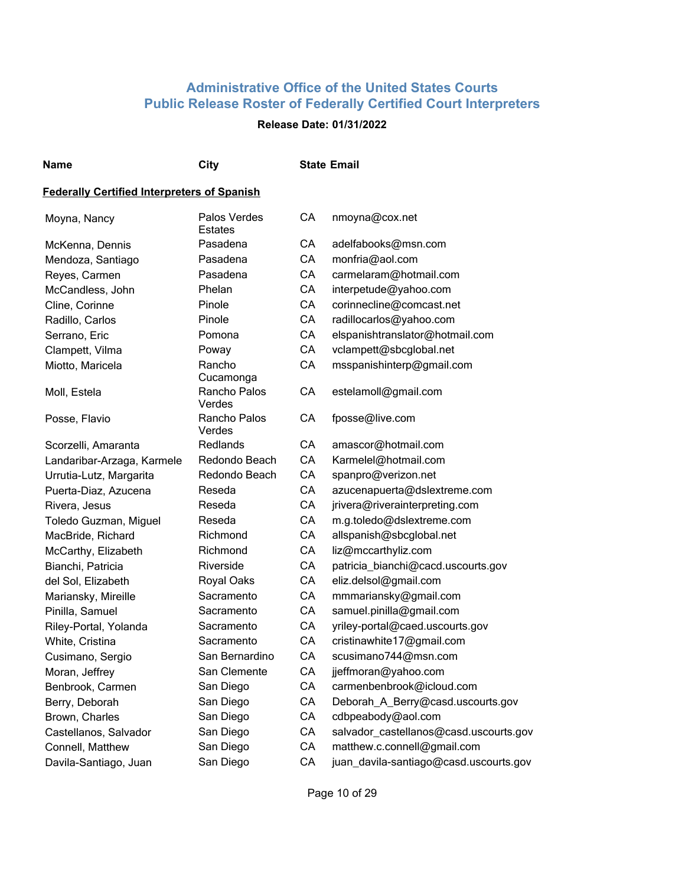## Administrative Office of the United States Courts
## Public Release Roster of Federally Certified Court Interpreters

**Release Date: 01/31/2022**

**Federally Certified Interpreters of Spanish**

| Name | City | State | Email |
|---|---|---|---|
| Moyna, Nancy | Palos Verdes Estates | CA | nmoyna@cox.net |
| McKenna, Dennis | Pasadena | CA | adelfabooks@msn.com |
| Mendoza, Santiago | Pasadena | CA | monfria@aol.com |
| Reyes, Carmen | Pasadena | CA | carmelaram@hotmail.com |
| McCandless, John | Phelan | CA | interpetude@yahoo.com |
| Cline, Corinne | Pinole | CA | corinnecline@comcast.net |
| Radillo, Carlos | Pinole | CA | radillocarlos@yahoo.com |
| Serrano, Eric | Pomona | CA | elspanishtranslator@hotmail.com |
| Clampett, Vilma | Poway | CA | vclampett@sbcglobal.net |
| Miotto, Maricela | Rancho Cucamonga | CA | msspanishinterp@gmail.com |
| Moll, Estela | Rancho Palos Verdes | CA | estelamoll@gmail.com |
| Posse, Flavio | Rancho Palos Verdes | CA | fposse@live.com |
| Scorzelli, Amaranta | Redlands | CA | amascor@hotmail.com |
| Landaribar-Arzaga, Karmele | Redondo Beach | CA | Karmelel@hotmail.com |
| Urrutia-Lutz, Margarita | Redondo Beach | CA | spanpro@verizon.net |
| Puerta-Diaz, Azucena | Reseda | CA | azucenapuerta@dslextreme.com |
| Rivera, Jesus | Reseda | CA | jrivera@riverainterpreting.com |
| Toledo Guzman, Miguel | Reseda | CA | m.g.toledo@dslextreme.com |
| MacBride, Richard | Richmond | CA | allspanish@sbcglobal.net |
| McCarthy, Elizabeth | Richmond | CA | liz@mccarthyliz.com |
| Bianchi, Patricia | Riverside | CA | patricia_bianchi@cacd.uscourts.gov |
| del Sol, Elizabeth | Royal Oaks | CA | eliz.delsol@gmail.com |
| Mariansky, Mireille | Sacramento | CA | mmmariansky@gmail.com |
| Pinilla, Samuel | Sacramento | CA | samuel.pinilla@gmail.com |
| Riley-Portal, Yolanda | Sacramento | CA | yriley-portal@caed.uscourts.gov |
| White, Cristina | Sacramento | CA | cristinawhite17@gmail.com |
| Cusimano, Sergio | San Bernardino | CA | scusimano744@msn.com |
| Moran, Jeffrey | San Clemente | CA | jjeffmoran@yahoo.com |
| Benbrook, Carmen | San Diego | CA | carmenbenbrook@icloud.com |
| Berry, Deborah | San Diego | CA | Deborah_A_Berry@casd.uscourts.gov |
| Brown, Charles | San Diego | CA | cdbpeabody@aol.com |
| Castellanos, Salvador | San Diego | CA | salvador_castellanos@casd.uscourts.gov |
| Connell, Matthew | San Diego | CA | matthew.c.connell@gmail.com |
| Davila-Santiago, Juan | San Diego | CA | juan_davila-santiago@casd.uscourts.gov |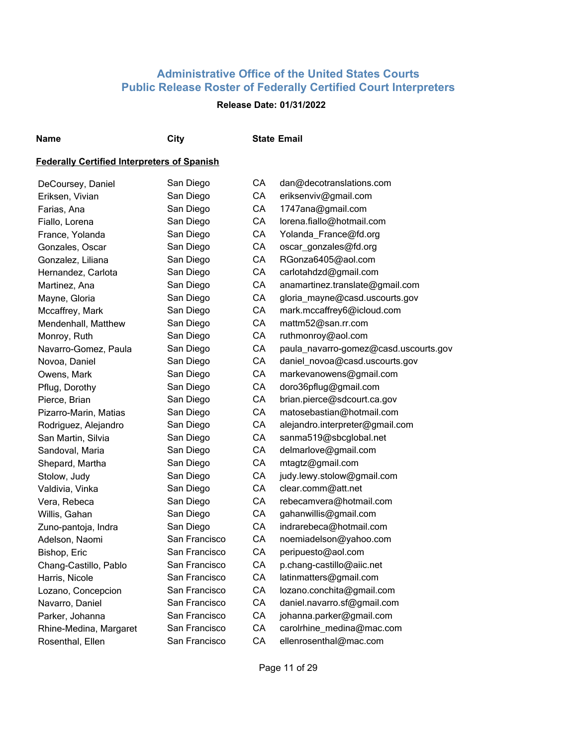# Administrative Office of the United States Courts
## Public Release Roster of Federally Certified Court Interpreters

**Release Date: 01/31/2022**

| Name | City | State | Email |
|---|---|---|---|
| **Federally Certified Interpreters of Spanish** | | | |
| DeCoursey, Daniel | San Diego | CA | dan@decotranslations.com |
| Eriksen, Vivian | San Diego | CA | eriksenviv@gmail.com |
| Farias, Ana | San Diego | CA | 1747ana@gmail.com |
| Fiallo, Lorena | San Diego | CA | lorena.fiallo@hotmail.com |
| France, Yolanda | San Diego | CA | Yolanda_France@fd.org |
| Gonzales, Oscar | San Diego | CA | oscar_gonzales@fd.org |
| Gonzalez, Liliana | San Diego | CA | RGonza6405@aol.com |
| Hernandez, Carlota | San Diego | CA | carlotahdzd@gmail.com |
| Martinez, Ana | San Diego | CA | anamartinez.translate@gmail.com |
| Mayne, Gloria | San Diego | CA | gloria_mayne@casd.uscourts.gov |
| Mccaffrey, Mark | San Diego | CA | mark.mccaffrey6@icloud.com |
| Mendenhall, Matthew | San Diego | CA | mattm52@san.rr.com |
| Monroy, Ruth | San Diego | CA | ruthmonroy@aol.com |
| Navarro-Gomez, Paula | San Diego | CA | paula_navarro-gomez@casd.uscourts.gov |
| Novoa, Daniel | San Diego | CA | daniel_novoa@casd.uscourts.gov |
| Owens, Mark | San Diego | CA | markevanowens@gmail.com |
| Pflug, Dorothy | San Diego | CA | doro36pflug@gmail.com |
| Pierce, Brian | San Diego | CA | brian.pierce@sdcourt.ca.gov |
| Pizarro-Marin, Matias | San Diego | CA | matosebastian@hotmail.com |
| Rodriguez, Alejandro | San Diego | CA | alejandro.interpreter@gmail.com |
| San Martin, Silvia | San Diego | CA | sanma519@sbcglobal.net |
| Sandoval, Maria | San Diego | CA | delmarlove@gmail.com |
| Shepard, Martha | San Diego | CA | mtagtz@gmail.com |
| Stolow, Judy | San Diego | CA | judy.lewy.stolow@gmail.com |
| Valdivia, Vinka | San Diego | CA | clear.comm@att.net |
| Vera, Rebeca | San Diego | CA | rebecamvera@hotmail.com |
| Willis, Gahan | San Diego | CA | gahanwillis@gmail.com |
| Zuno-pantoja, Indra | San Diego | CA | indrarebeca@hotmail.com |
| Adelson, Naomi | San Francisco | CA | noemiadelson@yahoo.com |
| Bishop, Eric | San Francisco | CA | peripuesto@aol.com |
| Chang-Castillo, Pablo | San Francisco | CA | p.chang-castillo@aiic.net |
| Harris, Nicole | San Francisco | CA | latinmatters@gmail.com |
| Lozano, Concepcion | San Francisco | CA | lozano.conchita@gmail.com |
| Navarro, Daniel | San Francisco | CA | daniel.navarro.sf@gmail.com |
| Parker, Johanna | San Francisco | CA | johanna.parker@gmail.com |
| Rhine-Medina, Margaret | San Francisco | CA | carolrhine_medina@mac.com |
| Rosenthal, Ellen | San Francisco | CA | ellenrosenthal@mac.com |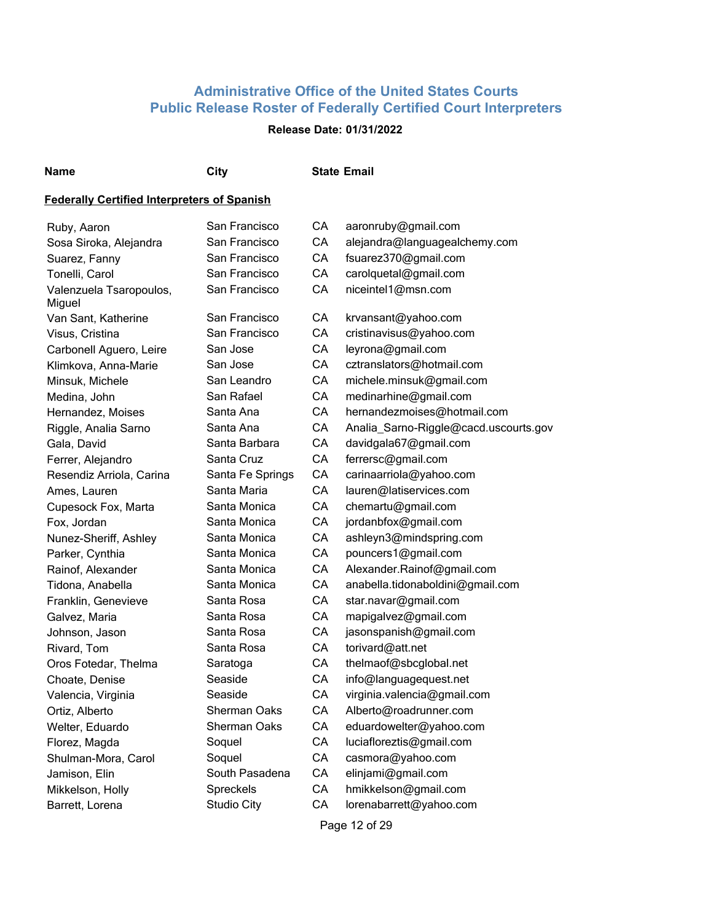## Administrative Office of the United States Courts
## Public Release Roster of Federally Certified Court Interpreters

**Release Date: 01/31/2022**

| Name | City | State | Email |
|---|---|---|---|

**Federally Certified Interpreters of Spanish**

| Name | City | State | Email |
|---|---|---|---|
| Ruby, Aaron | San Francisco | CA | aaronruby@gmail.com |
| Sosa Siroka, Alejandra | San Francisco | CA | alejandra@languagealchemy.com |
| Suarez, Fanny | San Francisco | CA | fsuarez370@gmail.com |
| Tonelli, Carol | San Francisco | CA | carolquetal@gmail.com |
| Valenzuela Tsaropoulos, Miguel | San Francisco | CA | niceintel1@msn.com |
| Van Sant, Katherine | San Francisco | CA | krvansant@yahoo.com |
| Visus, Cristina | San Francisco | CA | cristinavisus@yahoo.com |
| Carbonell Aguero, Leire | San Jose | CA | leyrona@gmail.com |
| Klimkova, Anna-Marie | San Jose | CA | cztranslators@hotmail.com |
| Minsuk, Michele | San Leandro | CA | michele.minsuk@gmail.com |
| Medina, John | San Rafael | CA | medinarhine@gmail.com |
| Hernandez, Moises | Santa Ana | CA | hernandezmoises@hotmail.com |
| Riggle, Analia Sarno | Santa Ana | CA | Analia_Sarno-Riggle@cacd.uscourts.gov |
| Gala, David | Santa Barbara | CA | davidgala67@gmail.com |
| Ferrer, Alejandro | Santa Cruz | CA | ferrersc@gmail.com |
| Resendiz Arriola, Carina | Santa Fe Springs | CA | carinaarriola@yahoo.com |
| Ames, Lauren | Santa Maria | CA | lauren@latiservices.com |
| Cupesock Fox, Marta | Santa Monica | CA | chemartu@gmail.com |
| Fox, Jordan | Santa Monica | CA | jordanbfox@gmail.com |
| Nunez-Sheriff, Ashley | Santa Monica | CA | ashleyn3@mindspring.com |
| Parker, Cynthia | Santa Monica | CA | pouncers1@gmail.com |
| Rainof, Alexander | Santa Monica | CA | Alexander.Rainof@gmail.com |
| Tidona, Anabella | Santa Monica | CA | anabella.tidonaboldini@gmail.com |
| Franklin, Genevieve | Santa Rosa | CA | star.navar@gmail.com |
| Galvez, Maria | Santa Rosa | CA | mapigalvez@gmail.com |
| Johnson, Jason | Santa Rosa | CA | jasonspanish@gmail.com |
| Rivard, Tom | Santa Rosa | CA | torivard@att.net |
| Oros Fotedar, Thelma | Saratoga | CA | thelmaof@sbcglobal.net |
| Choate, Denise | Seaside | CA | info@languagequest.net |
| Valencia, Virginia | Seaside | CA | virginia.valencia@gmail.com |
| Ortiz, Alberto | Sherman Oaks | CA | Alberto@roadrunner.com |
| Welter, Eduardo | Sherman Oaks | CA | eduardowelter@yahoo.com |
| Florez, Magda | Soquel | CA | luciafloreztis@gmail.com |
| Shulman-Mora, Carol | Soquel | CA | casmora@yahoo.com |
| Jamison, Elin | South Pasadena | CA | elinjami@gmail.com |
| Mikkelson, Holly | Spreckels | CA | hmikkelson@gmail.com |
| Barrett, Lorena | Studio City | CA | lorenabarrett@yahoo.com |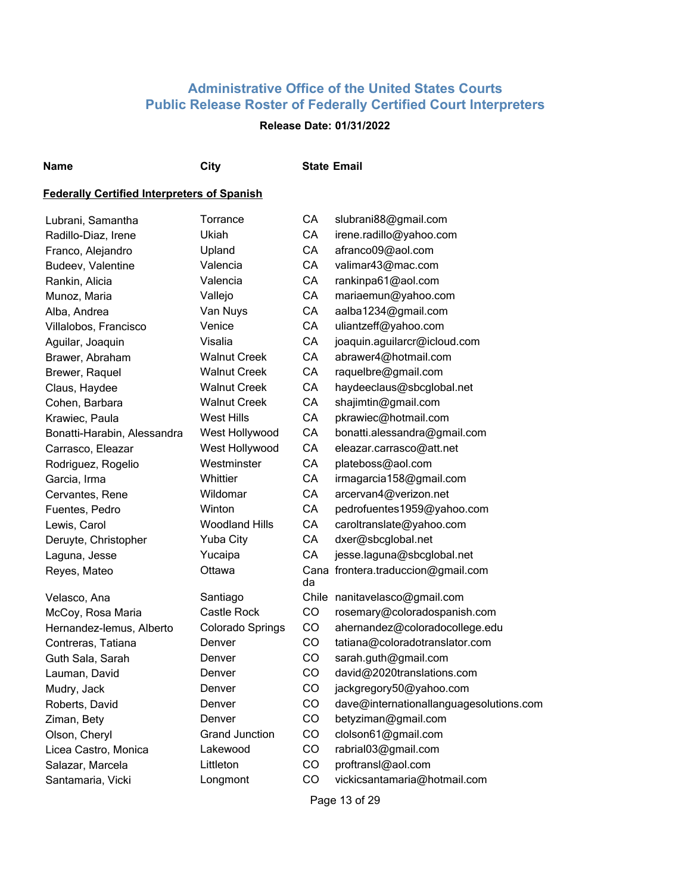## Administrative Office of the United States Courts
## Public Release Roster of Federally Certified Court Interpreters

**Release Date: 01/31/2022**

**Federally Certified Interpreters of Spanish**

| Name | City | State | Email |
|---|---|---|---|
| Lubrani, Samantha | Torrance | CA | slubrani88@gmail.com |
| Radillo-Diaz, Irene | Ukiah | CA | irene.radillo@yahoo.com |
| Franco, Alejandro | Upland | CA | afranco09@aol.com |
| Budeev, Valentine | Valencia | CA | valimar43@mac.com |
| Rankin, Alicia | Valencia | CA | rankinpa61@aol.com |
| Munoz, Maria | Vallejo | CA | mariaemun@yahoo.com |
| Alba, Andrea | Van Nuys | CA | aalba1234@gmail.com |
| Villalobos, Francisco | Venice | CA | uliantzeff@yahoo.com |
| Aguilar, Joaquin | Visalia | CA | joaquin.aguilarcr@icloud.com |
| Brawer, Abraham | Walnut Creek | CA | abrawer4@hotmail.com |
| Brewer, Raquel | Walnut Creek | CA | raquelbre@gmail.com |
| Claus, Haydee | Walnut Creek | CA | haydeeclaus@sbcglobal.net |
| Cohen, Barbara | Walnut Creek | CA | shajimtin@gmail.com |
| Krawiec, Paula | West Hills | CA | pkrawiec@hotmail.com |
| Bonatti-Harabin, Alessandra | West Hollywood | CA | bonatti.alessandra@gmail.com |
| Carrasco, Eleazar | West Hollywood | CA | eleazar.carrasco@att.net |
| Rodriguez, Rogelio | Westminster | CA | plateboss@aol.com |
| Garcia, Irma | Whittier | CA | irmagarcia158@gmail.com |
| Cervantes, Rene | Wildomar | CA | arcervan4@verizon.net |
| Fuentes, Pedro | Winton | CA | pedrofuentes1959@yahoo.com |
| Lewis, Carol | Woodland Hills | CA | caroltranslate@yahoo.com |
| Deruyte, Christopher | Yuba City | CA | dxer@sbcglobal.net |
| Laguna, Jesse | Yucaipa | CA | jesse.laguna@sbcglobal.net |
| Reyes, Mateo | Ottawa | Canada | frontera.traduccion@gmail.com |
| Velasco, Ana | Santiago | Chile | nanitavelasco@gmail.com |
| McCoy, Rosa Maria | Castle Rock | CO | rosemary@coloradospanish.com |
| Hernandez-lemus, Alberto | Colorado Springs | CO | ahernandez@coloradocollege.edu |
| Contreras, Tatiana | Denver | CO | tatiana@coloradotranslator.com |
| Guth Sala, Sarah | Denver | CO | sarah.guth@gmail.com |
| Lauman, David | Denver | CO | david@2020translations.com |
| Mudry, Jack | Denver | CO | jackgregory50@yahoo.com |
| Roberts, David | Denver | CO | dave@internationallanguagesolutions.com |
| Ziman, Bety | Denver | CO | betyziman@gmail.com |
| Olson, Cheryl | Grand Junction | CO | clolson61@gmail.com |
| Licea Castro, Monica | Lakewood | CO | rabrial03@gmail.com |
| Salazar, Marcela | Littleton | CO | proftransl@aol.com |
| Santamaria, Vicki | Longmont | CO | vickicsantamaria@hotmail.com |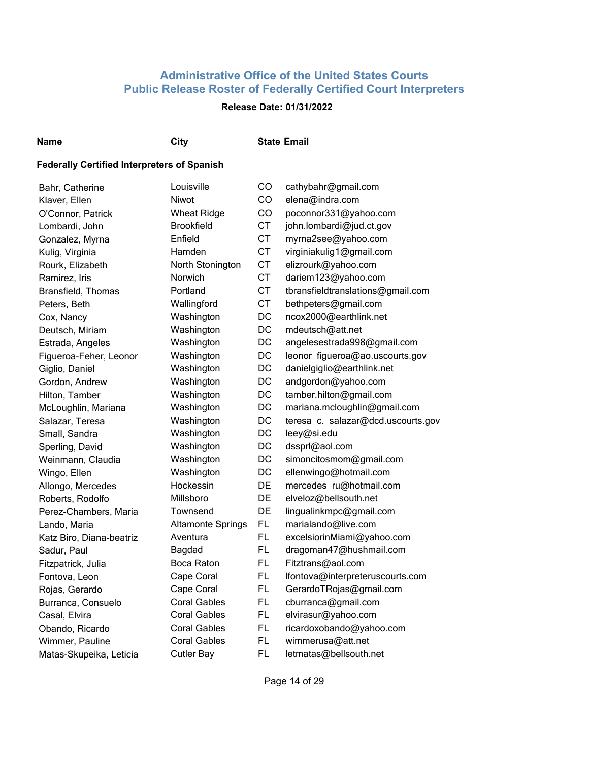# Administrative Office of the United States Courts
# Public Release Roster of Federally Certified Court Interpreters

**Release Date: 01/31/2022**

**Federally Certified Interpreters of Spanish**

| Name | City | State | Email |
|---|---|---|---|
| Bahr, Catherine | Louisville | CO | cathybahr@gmail.com |
| Klaver, Ellen | Niwot | CO | elena@indra.com |
| O'Connor, Patrick | Wheat Ridge | CO | poconnor331@yahoo.com |
| Lombardi, John | Brookfield | CT | john.lombardi@jud.ct.gov |
| Gonzalez, Myrna | Enfield | CT | myrna2see@yahoo.com |
| Kulig, Virginia | Hamden | CT | virginiakulig1@gmail.com |
| Rourk, Elizabeth | North Stonington | CT | elizrourk@yahoo.com |
| Ramirez, Iris | Norwich | CT | dariem123@yahoo.com |
| Bransfield, Thomas | Portland | CT | tbransfieldtranslations@gmail.com |
| Peters, Beth | Wallingford | CT | bethpeters@gmail.com |
| Cox, Nancy | Washington | DC | ncox2000@earthlink.net |
| Deutsch, Miriam | Washington | DC | mdeutsch@att.net |
| Estrada, Angeles | Washington | DC | angelesestrada998@gmail.com |
| Figueroa-Feher, Leonor | Washington | DC | leonor_figueroa@ao.uscourts.gov |
| Giglio, Daniel | Washington | DC | danielgiglio@earthlink.net |
| Gordon, Andrew | Washington | DC | andgordon@yahoo.com |
| Hilton, Tamber | Washington | DC | tamber.hilton@gmail.com |
| McLoughlin, Mariana | Washington | DC | mariana.mcloughlin@gmail.com |
| Salazar, Teresa | Washington | DC | teresa_c._salazar@dcd.uscourts.gov |
| Small, Sandra | Washington | DC | leey@si.edu |
| Sperling, David | Washington | DC | dssprl@aol.com |
| Weinmann, Claudia | Washington | DC | simoncitosmom@gmail.com |
| Wingo, Ellen | Washington | DC | ellenwingo@hotmail.com |
| Allongo, Mercedes | Hockessin | DE | mercedes_ru@hotmail.com |
| Roberts, Rodolfo | Millsboro | DE | elveloz@bellsouth.net |
| Perez-Chambers, Maria | Townsend | DE | lingualinkmpc@gmail.com |
| Lando, Maria | Altamonte Springs | FL | marialando@live.com |
| Katz Biro, Diana-beatriz | Aventura | FL | excelsiorinMiami@yahoo.com |
| Sadur, Paul | Bagdad | FL | dragoman47@hushmail.com |
| Fitzpatrick, Julia | Boca Raton | FL | Fitztrans@aol.com |
| Fontova, Leon | Cape Coral | FL | lfontova@interpreteruscourts.com |
| Rojas, Gerardo | Cape Coral | FL | GerardoTRojas@gmail.com |
| Burranca, Consuelo | Coral Gables | FL | cburranca@gmail.com |
| Casal, Elvira | Coral Gables | FL | elvirasur@yahoo.com |
| Obando, Ricardo | Coral Gables | FL | ricardoxobando@yahoo.com |
| Wimmer, Pauline | Coral Gables | FL | wimmerusa@att.net |
| Matas-Skupeika, Leticia | Cutler Bay | FL | letmatas@bellsouth.net |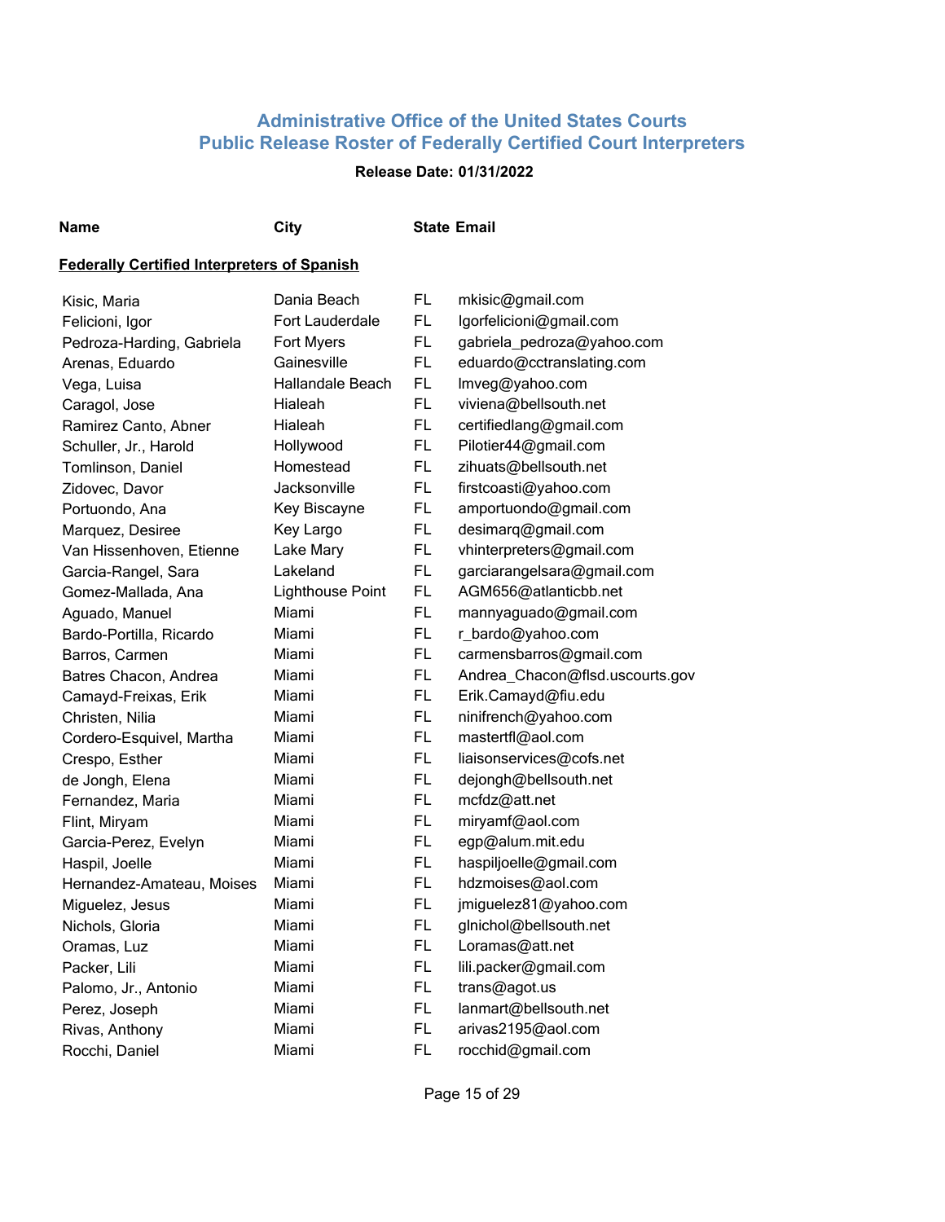## Administrative Office of the United States Courts
## Public Release Roster of Federally Certified Court Interpreters

**Release Date: 01/31/2022**

**Federally Certified Interpreters of Spanish**

| Name | City | State | Email |
|---|---|---|---|
| Kisic, Maria | Dania Beach | FL | mkisic@gmail.com |
| Felicioni, Igor | Fort Lauderdale | FL | Igorfelicioni@gmail.com |
| Pedroza-Harding, Gabriela | Fort Myers | FL | gabriela_pedroza@yahoo.com |
| Arenas, Eduardo | Gainesville | FL | eduardo@cctranslating.com |
| Vega, Luisa | Hallandale Beach | FL | lmveg@yahoo.com |
| Caragol, Jose | Hialeah | FL | viviena@bellsouth.net |
| Ramirez Canto, Abner | Hialeah | FL | certifiedlang@gmail.com |
| Schuller, Jr., Harold | Hollywood | FL | Pilotier44@gmail.com |
| Tomlinson, Daniel | Homestead | FL | zihuats@bellsouth.net |
| Zidovec, Davor | Jacksonville | FL | firstcoasti@yahoo.com |
| Portuondo, Ana | Key Biscayne | FL | amportuondo@gmail.com |
| Marquez, Desiree | Key Largo | FL | desimarq@gmail.com |
| Van Hissenhoven, Etienne | Lake Mary | FL | vhinterpreters@gmail.com |
| Garcia-Rangel, Sara | Lakeland | FL | garciarangelsara@gmail.com |
| Gomez-Mallada, Ana | Lighthouse Point | FL | AGM656@atlanticbb.net |
| Aguado, Manuel | Miami | FL | mannyaguado@gmail.com |
| Bardo-Portilla, Ricardo | Miami | FL | r_bardo@yahoo.com |
| Barros, Carmen | Miami | FL | carmensbarros@gmail.com |
| Batres Chacon, Andrea | Miami | FL | Andrea_Chacon@flsd.uscourts.gov |
| Camayd-Freixas, Erik | Miami | FL | Erik.Camayd@fiu.edu |
| Christen, Nilia | Miami | FL | ninifrench@yahoo.com |
| Cordero-Esquivel, Martha | Miami | FL | mastertfl@aol.com |
| Crespo, Esther | Miami | FL | liaisonservices@cofs.net |
| de Jongh, Elena | Miami | FL | dejongh@bellsouth.net |
| Fernandez, Maria | Miami | FL | mcfdz@att.net |
| Flint, Miryam | Miami | FL | miryamf@aol.com |
| Garcia-Perez, Evelyn | Miami | FL | egp@alum.mit.edu |
| Haspil, Joelle | Miami | FL | haspiljoelle@gmail.com |
| Hernandez-Amateau, Moises | Miami | FL | hdzmoises@aol.com |
| Miguelez, Jesus | Miami | FL | jmiguelez81@yahoo.com |
| Nichols, Gloria | Miami | FL | glnichol@bellsouth.net |
| Oramas, Luz | Miami | FL | Loramas@att.net |
| Packer, Lili | Miami | FL | lili.packer@gmail.com |
| Palomo, Jr., Antonio | Miami | FL | trans@agot.us |
| Perez, Joseph | Miami | FL | lanmart@bellsouth.net |
| Rivas, Anthony | Miami | FL | arivas2195@aol.com |
| Rocchi, Daniel | Miami | FL | rocchid@gmail.com |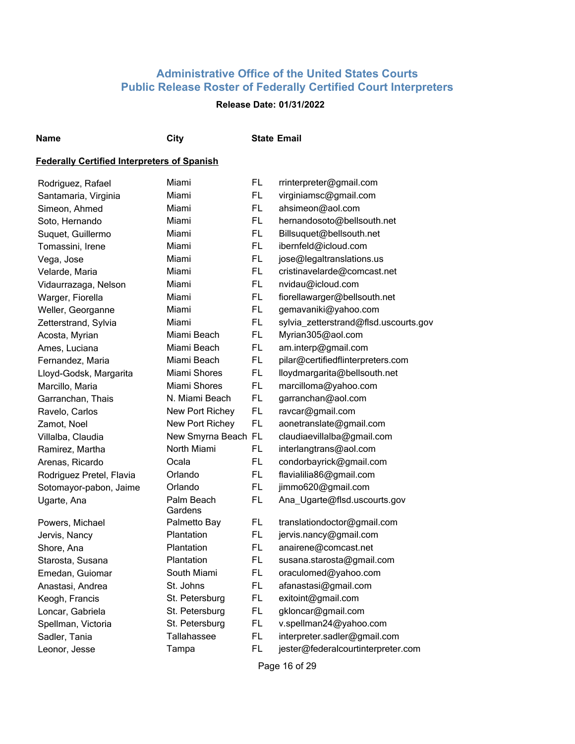# Administrative Office of the United States Courts
# Public Release Roster of Federally Certified Court Interpreters

**Release Date: 01/31/2022**

| Name | City | State | Email |
|---|---|---|---|

**Federally Certified Interpreters of Spanish**

| Name | City | State | Email |
|---|---|---|---|
| Rodriguez, Rafael | Miami | FL | rrinterpreter@gmail.com |
| Santamaria, Virginia | Miami | FL | virginiamsc@gmail.com |
| Simeon, Ahmed | Miami | FL | ahsimeon@aol.com |
| Soto, Hernando | Miami | FL | hernandosoto@bellsouth.net |
| Suquet, Guillermo | Miami | FL | Billsuquet@bellsouth.net |
| Tomassini, Irene | Miami | FL | ibernfeld@icloud.com |
| Vega, Jose | Miami | FL | jose@legaltranslations.us |
| Velarde, Maria | Miami | FL | cristinavelarde@comcast.net |
| Vidaurrazaga, Nelson | Miami | FL | nvidau@icloud.com |
| Warger, Fiorella | Miami | FL | fiorellawarger@bellsouth.net |
| Weller, Georganne | Miami | FL | gemavaniki@yahoo.com |
| Zetterstrand, Sylvia | Miami | FL | sylvia_zetterstrand@flsd.uscourts.gov |
| Acosta, Myrian | Miami Beach | FL | Myrian305@aol.com |
| Ames, Luciana | Miami Beach | FL | am.interp@gmail.com |
| Fernandez, Maria | Miami Beach | FL | pilar@certifiedflinterpreters.com |
| Lloyd-Godsk, Margarita | Miami Shores | FL | lloydmargarita@bellsouth.net |
| Marcillo, Maria | Miami Shores | FL | marcilloma@yahoo.com |
| Garranchan, Thais | N. Miami Beach | FL | garranchan@aol.com |
| Ravelo, Carlos | New Port Richey | FL | ravcar@gmail.com |
| Zamot, Noel | New Port Richey | FL | aonetranslate@gmail.com |
| Villalba, Claudia | New Smyrna Beach | FL | claudiaevillalba@gmail.com |
| Ramirez, Martha | North Miami | FL | interlangtrans@aol.com |
| Arenas, Ricardo | Ocala | FL | condorbayrick@gmail.com |
| Rodriguez Pretel, Flavia | Orlando | FL | flavialilia86@gmail.com |
| Sotomayor-pabon, Jaime | Orlando | FL | jimmo620@gmail.com |
| Ugarte, Ana | Palm Beach Gardens | FL | Ana_Ugarte@flsd.uscourts.gov |
| Powers, Michael | Palmetto Bay | FL | translationdoctor@gmail.com |
| Jervis, Nancy | Plantation | FL | jervis.nancy@gmail.com |
| Shore, Ana | Plantation | FL | anairene@comcast.net |
| Starosta, Susana | Plantation | FL | susana.starosta@gmail.com |
| Emedan, Guiomar | South Miami | FL | oraculomed@yahoo.com |
| Anastasi, Andrea | St. Johns | FL | afanastasi@gmail.com |
| Keogh, Francis | St. Petersburg | FL | exitoint@gmail.com |
| Loncar, Gabriela | St. Petersburg | FL | gkloncar@gmail.com |
| Spellman, Victoria | St. Petersburg | FL | v.spellman24@yahoo.com |
| Sadler, Tania | Tallahassee | FL | interpreter.sadler@gmail.com |
| Leonor, Jesse | Tampa | FL | jester@federalcourtinterpreter.com |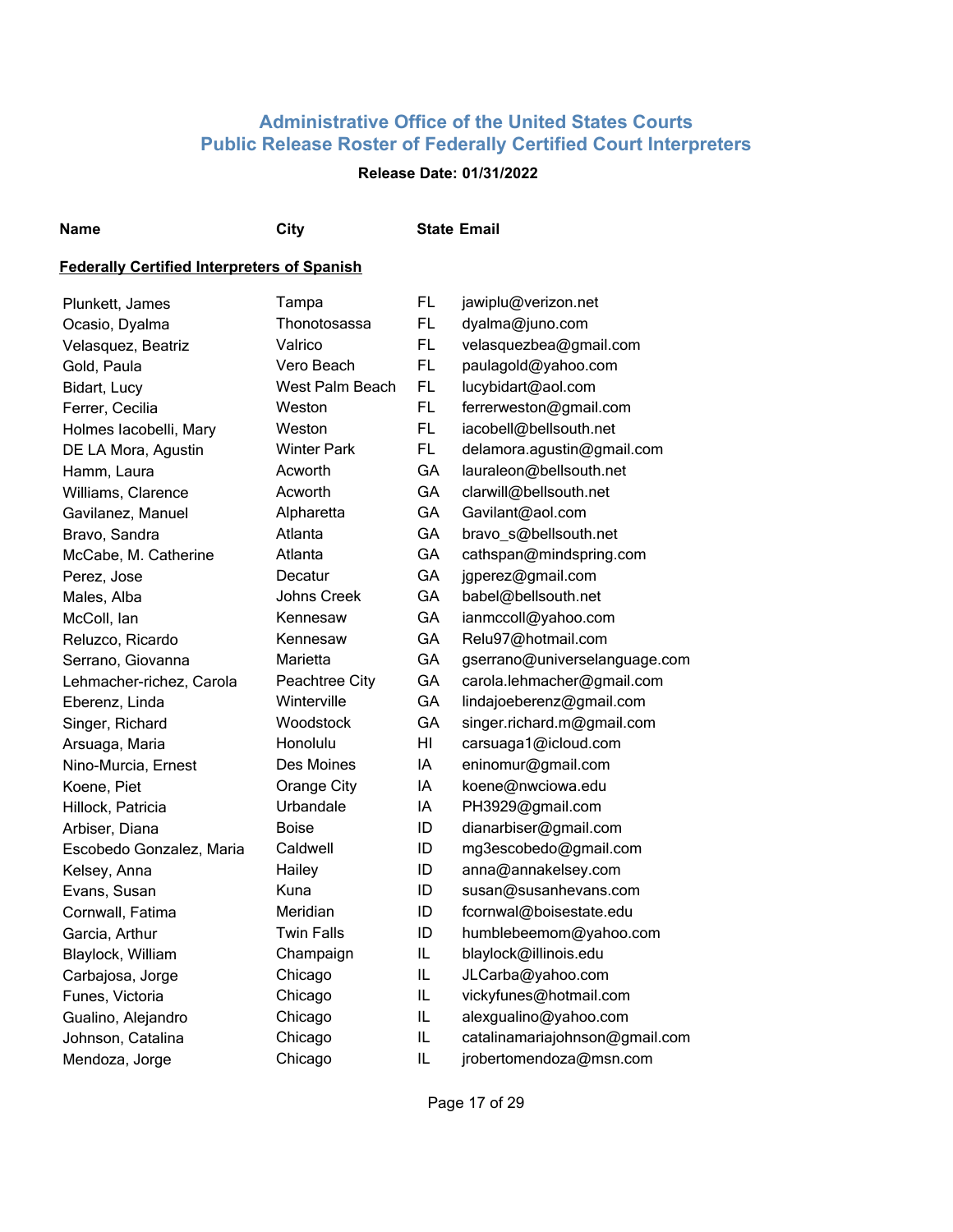# Administrative Office of the United States Courts
# Public Release Roster of Federally Certified Court Interpreters

**Release Date: 01/31/2022**

| Name | City | State | Email |
|---|---|---|---|

**Federally Certified Interpreters of Spanish**

| Name | City | State | Email |
|---|---|---|---|
| Plunkett, James | Tampa | FL | jawiplu@verizon.net |
| Ocasio, Dyalma | Thonotosassa | FL | dyalma@juno.com |
| Velasquez, Beatriz | Valrico | FL | velasquezbea@gmail.com |
| Gold, Paula | Vero Beach | FL | paulagold@yahoo.com |
| Bidart, Lucy | West Palm Beach | FL | lucybidart@aol.com |
| Ferrer, Cecilia | Weston | FL | ferrerweston@gmail.com |
| Holmes Iacobelli, Mary | Weston | FL | iacobell@bellsouth.net |
| DE LA Mora, Agustin | Winter Park | FL | delamora.agustin@gmail.com |
| Hamm, Laura | Acworth | GA | lauraleon@bellsouth.net |
| Williams, Clarence | Acworth | GA | clarwill@bellsouth.net |
| Gavilanez, Manuel | Alpharetta | GA | Gavilant@aol.com |
| Bravo, Sandra | Atlanta | GA | bravo_s@bellsouth.net |
| McCabe, M. Catherine | Atlanta | GA | cathspan@mindspring.com |
| Perez, Jose | Decatur | GA | jgperez@gmail.com |
| Males, Alba | Johns Creek | GA | babel@bellsouth.net |
| McColl, Ian | Kennesaw | GA | ianmccoll@yahoo.com |
| Reluzco, Ricardo | Kennesaw | GA | Relu97@hotmail.com |
| Serrano, Giovanna | Marietta | GA | gserrano@universelanguage.com |
| Lehmacher-richez, Carola | Peachtree City | GA | carola.lehmacher@gmail.com |
| Eberenz, Linda | Winterville | GA | lindajoeberenz@gmail.com |
| Singer, Richard | Woodstock | GA | singer.richard.m@gmail.com |
| Arsuaga, Maria | Honolulu | HI | carsuaga1@icloud.com |
| Nino-Murcia, Ernest | Des Moines | IA | eninomur@gmail.com |
| Koene, Piet | Orange City | IA | koene@nwciowa.edu |
| Hillock, Patricia | Urbandale | IA | PH3929@gmail.com |
| Arbiser, Diana | Boise | ID | dianarbiser@gmail.com |
| Escobedo Gonzalez, Maria | Caldwell | ID | mg3escobedo@gmail.com |
| Kelsey, Anna | Hailey | ID | anna@annakelsey.com |
| Evans, Susan | Kuna | ID | susan@susanhevans.com |
| Cornwall, Fatima | Meridian | ID | fcornwal@boisestate.edu |
| Garcia, Arthur | Twin Falls | ID | humblebeemom@yahoo.com |
| Blaylock, William | Champaign | IL | blaylock@illinois.edu |
| Carbajosa, Jorge | Chicago | IL | JLCarba@yahoo.com |
| Funes, Victoria | Chicago | IL | vickyfunes@hotmail.com |
| Gualino, Alejandro | Chicago | IL | alexgualino@yahoo.com |
| Johnson, Catalina | Chicago | IL | catalinamariajohnson@gmail.com |
| Mendoza, Jorge | Chicago | IL | jrobertomendoza@msn.com |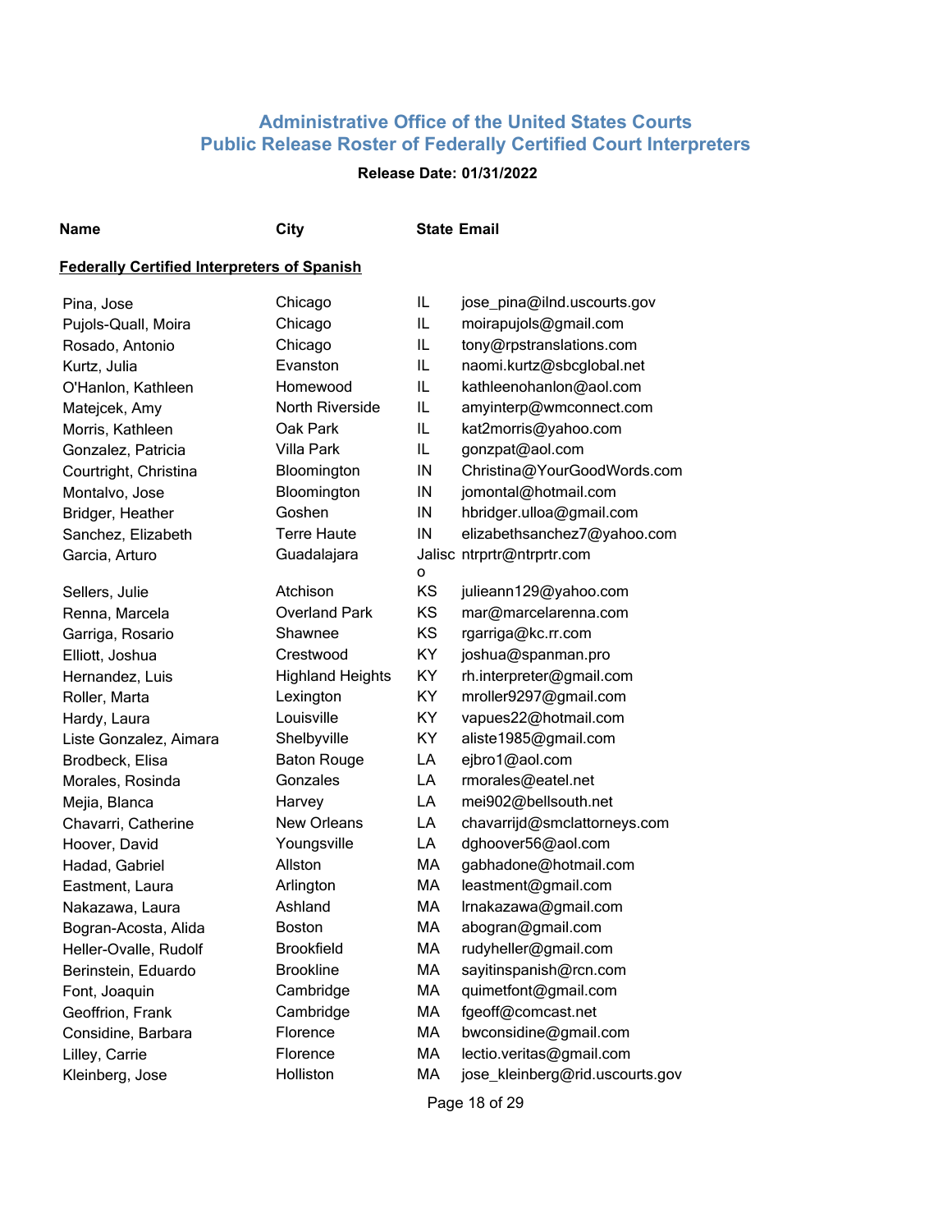# Administrative Office of the United States Courts
## Public Release Roster of Federally Certified Court Interpreters

**Release Date: 01/31/2022**

| Name | City | State | Email |
|---|---|---|---|

**Federally Certified Interpreters of Spanish**

| Name | City | State | Email |
|---|---|---|---|
| Pina, Jose | Chicago | IL | jose_pina@ilnd.uscourts.gov |
| Pujols-Quall, Moira | Chicago | IL | moirapujols@gmail.com |
| Rosado, Antonio | Chicago | IL | tony@rpstranslations.com |
| Kurtz, Julia | Evanston | IL | naomi.kurtz@sbcglobal.net |
| O'Hanlon, Kathleen | Homewood | IL | kathleenohanlon@aol.com |
| Matejcek, Amy | North Riverside | IL | amyinterp@wmconnect.com |
| Morris, Kathleen | Oak Park | IL | kat2morris@yahoo.com |
| Gonzalez, Patricia | Villa Park | IL | gonzpat@aol.com |
| Courtright, Christina | Bloomington | IN | Christina@YourGoodWords.com |
| Montalvo, Jose | Bloomington | IN | jomontal@hotmail.com |
| Bridger, Heather | Goshen | IN | hbridger.ulloa@gmail.com |
| Sanchez, Elizabeth | Terre Haute | IN | elizabethsanchez7@yahoo.com |
| Garcia, Arturo | Guadalajara | Jalisco | ntrprtr@ntrprtr.com |
| Sellers, Julie | Atchison | KS | julieann129@yahoo.com |
| Renna, Marcela | Overland Park | KS | mar@marcelarenna.com |
| Garriga, Rosario | Shawnee | KS | rgarriga@kc.rr.com |
| Elliott, Joshua | Crestwood | KY | joshua@spanman.pro |
| Hernandez, Luis | Highland Heights | KY | rh.interpreter@gmail.com |
| Roller, Marta | Lexington | KY | mroller9297@gmail.com |
| Hardy, Laura | Louisville | KY | vapues22@hotmail.com |
| Liste Gonzalez, Aimara | Shelbyville | KY | aliste1985@gmail.com |
| Brodbeck, Elisa | Baton Rouge | LA | ejbro1@aol.com |
| Morales, Rosinda | Gonzales | LA | rmorales@eatel.net |
| Mejia, Blanca | Harvey | LA | mei902@bellsouth.net |
| Chavarri, Catherine | New Orleans | LA | chavarrijd@smclattorneys.com |
| Hoover, David | Youngsville | LA | dghoover56@aol.com |
| Hadad, Gabriel | Allston | MA | gabhadone@hotmail.com |
| Eastment, Laura | Arlington | MA | leastment@gmail.com |
| Nakazawa, Laura | Ashland | MA | lrnakazawa@gmail.com |
| Bogran-Acosta, Alida | Boston | MA | abogran@gmail.com |
| Heller-Ovalle, Rudolf | Brookfield | MA | rudyheller@gmail.com |
| Berinstein, Eduardo | Brookline | MA | sayitinspanish@rcn.com |
| Font, Joaquin | Cambridge | MA | quimetfont@gmail.com |
| Geoffrion, Frank | Cambridge | MA | fgeoff@comcast.net |
| Considine, Barbara | Florence | MA | bwconsidine@gmail.com |
| Lilley, Carrie | Florence | MA | lectio.veritas@gmail.com |
| Kleinberg, Jose | Holliston | MA | jose_kleinberg@rid.uscourts.gov |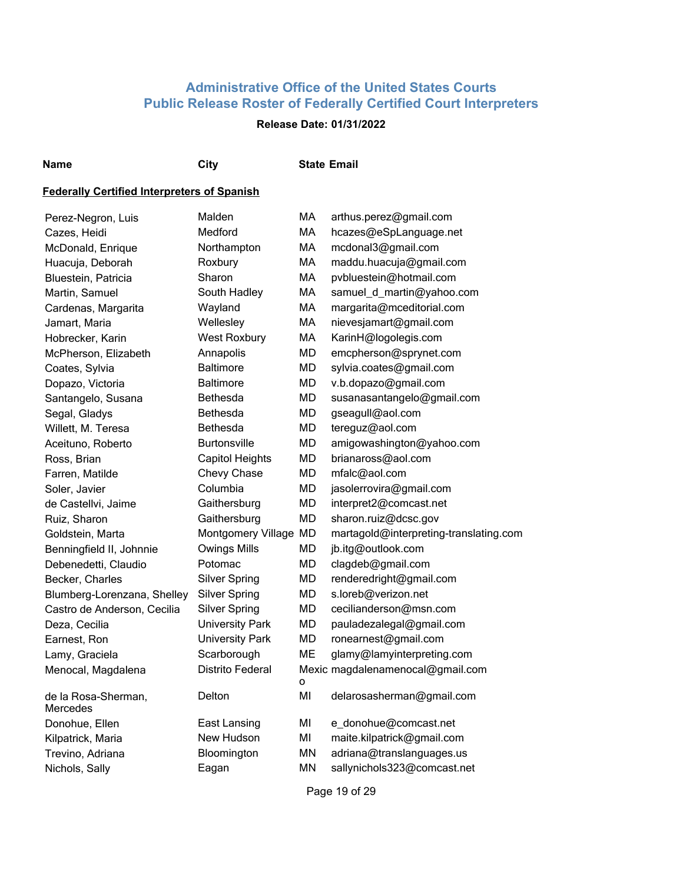## Administrative Office of the United States Courts
## Public Release Roster of Federally Certified Court Interpreters

**Release Date: 01/31/2022**

**Federally Certified Interpreters of Spanish**

| Name | City | State | Email |
|---|---|---|---|
| Perez-Negron, Luis | Malden | MA | arthus.perez@gmail.com |
| Cazes, Heidi | Medford | MA | hcazes@eSpLanguage.net |
| McDonald, Enrique | Northampton | MA | mcdonal3@gmail.com |
| Huacuja, Deborah | Roxbury | MA | maddu.huacuja@gmail.com |
| Bluestein, Patricia | Sharon | MA | pvbluestein@hotmail.com |
| Martin, Samuel | South Hadley | MA | samuel_d_martin@yahoo.com |
| Cardenas, Margarita | Wayland | MA | margarita@mceditorial.com |
| Jamart, Maria | Wellesley | MA | nievesjamart@gmail.com |
| Hobrecker, Karin | West Roxbury | MA | KarinH@logolegis.com |
| McPherson, Elizabeth | Annapolis | MD | emcpherson@sprynet.com |
| Coates, Sylvia | Baltimore | MD | sylvia.coates@gmail.com |
| Dopazo, Victoria | Baltimore | MD | v.b.dopazo@gmail.com |
| Santangelo, Susana | Bethesda | MD | susanasantangelo@gmail.com |
| Segal, Gladys | Bethesda | MD | gseagull@aol.com |
| Willett, M. Teresa | Bethesda | MD | tereguz@aol.com |
| Aceituno, Roberto | Burtonsville | MD | amigowashington@yahoo.com |
| Ross, Brian | Capitol Heights | MD | brianaross@aol.com |
| Farren, Matilde | Chevy Chase | MD | mfalc@aol.com |
| Soler, Javier | Columbia | MD | jasolerrovira@gmail.com |
| de Castellvi, Jaime | Gaithersburg | MD | interpret2@comcast.net |
| Ruiz, Sharon | Gaithersburg | MD | sharon.ruiz@dcsc.gov |
| Goldstein, Marta | Montgomery Village | MD | martagold@interpreting-translating.com |
| Benningfield II, Johnnie | Owings Mills | MD | jb.itg@outlook.com |
| Debenedetti, Claudio | Potomac | MD | clagdeb@gmail.com |
| Becker, Charles | Silver Spring | MD | renderedright@gmail.com |
| Blumberg-Lorenzana, Shelley | Silver Spring | MD | s.loreb@verizon.net |
| Castro de Anderson, Cecilia | Silver Spring | MD | ceciliaanderson@msn.com |
| Deza, Cecilia | University Park | MD | pauladezalegal@gmail.com |
| Earnest, Ron | University Park | MD | ronearnest@gmail.com |
| Lamy, Graciela | Scarborough | ME | glamy@lamyinterpreting.com |
| Menocal, Magdalena | Distrito Federal | Mexico | magdalenamenocal@gmail.com |
| de la Rosa-Sherman, Mercedes | Delton | MI | delarosasherman@gmail.com |
| Donohue, Ellen | East Lansing | MI | e_donohue@comcast.net |
| Kilpatrick, Maria | New Hudson | MI | maite.kilpatrick@gmail.com |
| Trevino, Adriana | Bloomington | MN | adriana@translanguages.us |
| Nichols, Sally | Eagan | MN | sallynichols323@comcast.net |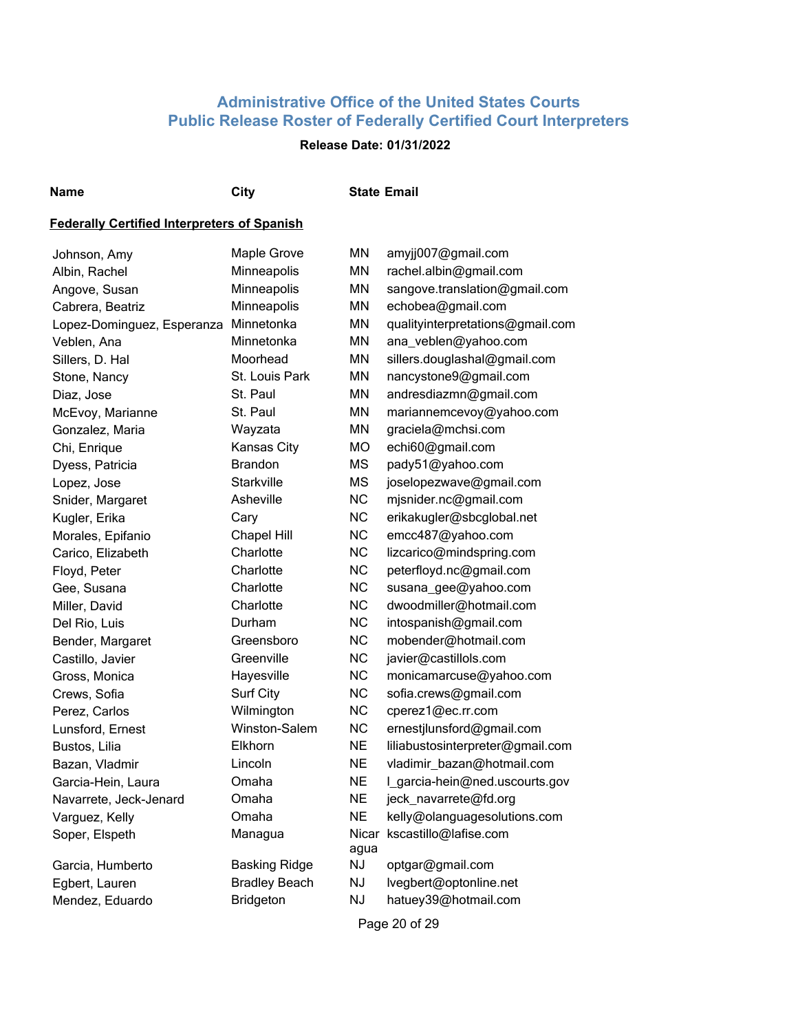# Administrative Office of the United States Courts
# Public Release Roster of Federally Certified Court Interpreters

**Release Date: 01/31/2022**

| Name | City | State | Email |
|---|---|---|---|

**Federally Certified Interpreters of Spanish**

| Name | City | State | Email |
|---|---|---|---|
| Johnson, Amy | Maple Grove | MN | amyjj007@gmail.com |
| Albin, Rachel | Minneapolis | MN | rachel.albin@gmail.com |
| Angove, Susan | Minneapolis | MN | sangove.translation@gmail.com |
| Cabrera, Beatriz | Minneapolis | MN | echobea@gmail.com |
| Lopez-Dominguez, Esperanza | Minnetonka | MN | qualityinterpretations@gmail.com |
| Veblen, Ana | Minnetonka | MN | ana_veblen@yahoo.com |
| Sillers, D. Hal | Moorhead | MN | sillers.douglashal@gmail.com |
| Stone, Nancy | St. Louis Park | MN | nancystone9@gmail.com |
| Diaz, Jose | St. Paul | MN | andresdiazmn@gmail.com |
| McEvoy, Marianne | St. Paul | MN | mariannemcevoy@yahoo.com |
| Gonzalez, Maria | Wayzata | MN | graciela@mchsi.com |
| Chi, Enrique | Kansas City | MO | echi60@gmail.com |
| Dyess, Patricia | Brandon | MS | pady51@yahoo.com |
| Lopez, Jose | Starkville | MS | joselopezwave@gmail.com |
| Snider, Margaret | Asheville | NC | mjsnider.nc@gmail.com |
| Kugler, Erika | Cary | NC | erikakugler@sbcglobal.net |
| Morales, Epifanio | Chapel Hill | NC | emcc487@yahoo.com |
| Carico, Elizabeth | Charlotte | NC | lizcarico@mindspring.com |
| Floyd, Peter | Charlotte | NC | peterfloyd.nc@gmail.com |
| Gee, Susana | Charlotte | NC | susana_gee@yahoo.com |
| Miller, David | Charlotte | NC | dwoodmiller@hotmail.com |
| Del Rio, Luis | Durham | NC | intospanish@gmail.com |
| Bender, Margaret | Greensboro | NC | mobender@hotmail.com |
| Castillo, Javier | Greenville | NC | javier@castillols.com |
| Gross, Monica | Hayesville | NC | monicamarcuse@yahoo.com |
| Crews, Sofia | Surf City | NC | sofia.crews@gmail.com |
| Perez, Carlos | Wilmington | NC | cperez1@ec.rr.com |
| Lunsford, Ernest | Winston-Salem | NC | ernestjlunsford@gmail.com |
| Bustos, Lilia | Elkhorn | NE | liliabustosinterpreter@gmail.com |
| Bazan, Vladmir | Lincoln | NE | vladimir_bazan@hotmail.com |
| Garcia-Hein, Laura | Omaha | NE | l_garcia-hein@ned.uscourts.gov |
| Navarrete, Jeck-Jenard | Omaha | NE | jeck_navarrete@fd.org |
| Varguez, Kelly | Omaha | NE | kelly@olanguagesolutions.com |
| Soper, Elspeth | Managua | Nicaragua | kscastillo@lafise.com |
| Garcia, Humberto | Basking Ridge | NJ | optgar@gmail.com |
| Egbert, Lauren | Bradley Beach | NJ | lvegbert@optonline.net |
| Mendez, Eduardo | Bridgeton | NJ | hatuey39@hotmail.com |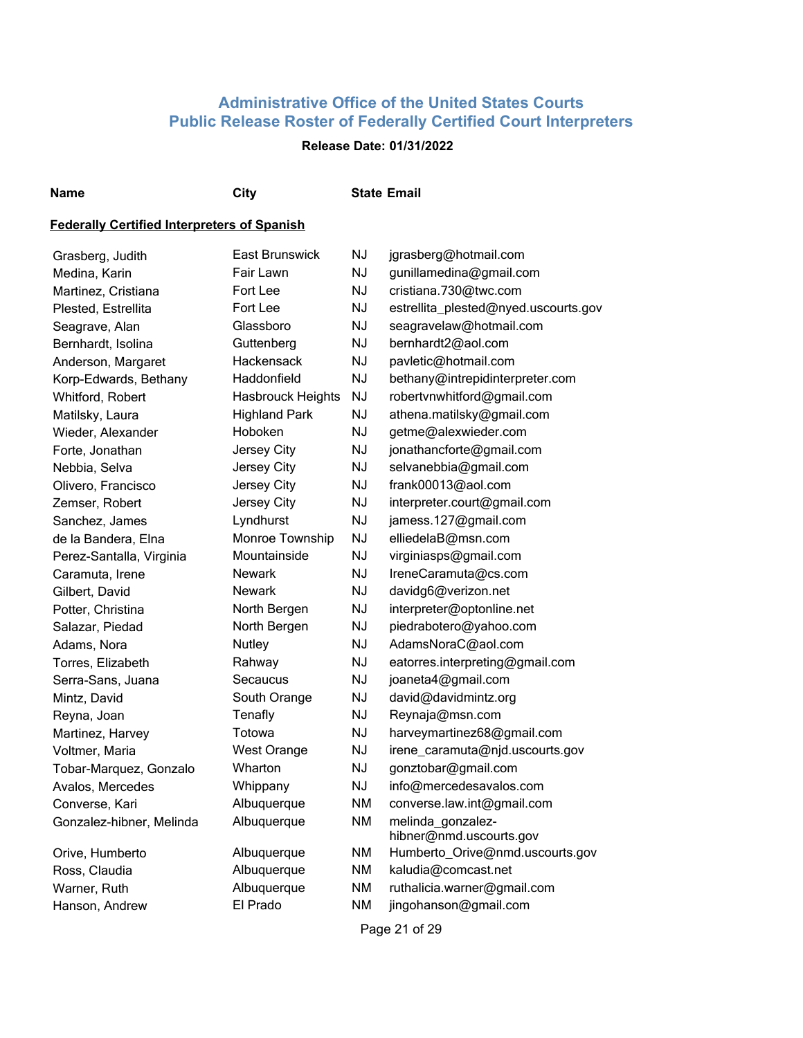## Administrative Office of the United States Courts
## Public Release Roster of Federally Certified Court Interpreters

**Release Date: 01/31/2022**

| Name | City | State | Email |
|---|---|---|---|

**Federally Certified Interpreters of Spanish**

| Name | City | State | Email |
|---|---|---|---|
| Grasberg, Judith | East Brunswick | NJ | jgrasberg@hotmail.com |
| Medina, Karin | Fair Lawn | NJ | gunillamedina@gmail.com |
| Martinez, Cristiana | Fort Lee | NJ | cristiana.730@twc.com |
| Plested, Estrellita | Fort Lee | NJ | estrellita_plested@nyed.uscourts.gov |
| Seagrave, Alan | Glassboro | NJ | seagravelaw@hotmail.com |
| Bernhardt, Isolina | Guttenberg | NJ | bernhardt2@aol.com |
| Anderson, Margaret | Hackensack | NJ | pavletic@hotmail.com |
| Korp-Edwards, Bethany | Haddonfield | NJ | bethany@intrepidinterpreter.com |
| Whitford, Robert | Hasbrouck Heights | NJ | robertvnwhitford@gmail.com |
| Matilsky, Laura | Highland Park | NJ | athena.matilsky@gmail.com |
| Wieder, Alexander | Hoboken | NJ | getme@alexwieder.com |
| Forte, Jonathan | Jersey City | NJ | jonathancforte@gmail.com |
| Nebbia, Selva | Jersey City | NJ | selvanebbia@gmail.com |
| Olivero, Francisco | Jersey City | NJ | frank00013@aol.com |
| Zemser, Robert | Jersey City | NJ | interpreter.court@gmail.com |
| Sanchez, James | Lyndhurst | NJ | jamess.127@gmail.com |
| de la Bandera, Elna | Monroe Township | NJ | elliedelaB@msn.com |
| Perez-Santalla, Virginia | Mountainside | NJ | virginiasps@gmail.com |
| Caramuta, Irene | Newark | NJ | IreneCaramuta@cs.com |
| Gilbert, David | Newark | NJ | davidg6@verizon.net |
| Potter, Christina | North Bergen | NJ | interpreter@optonline.net |
| Salazar, Piedad | North Bergen | NJ | piedrabotero@yahoo.com |
| Adams, Nora | Nutley | NJ | AdamsNoraC@aol.com |
| Torres, Elizabeth | Rahway | NJ | eatorres.interpreting@gmail.com |
| Serra-Sans, Juana | Secaucus | NJ | joaneta4@gmail.com |
| Mintz, David | South Orange | NJ | david@davidmintz.org |
| Reyna, Joan | Tenafly | NJ | Reynaja@msn.com |
| Martinez, Harvey | Totowa | NJ | harveymartinez68@gmail.com |
| Voltmer, Maria | West Orange | NJ | irene_caramuta@njd.uscourts.gov |
| Tobar-Marquez, Gonzalo | Wharton | NJ | gonztobar@gmail.com |
| Avalos, Mercedes | Whippany | NJ | info@mercedesavalos.com |
| Converse, Kari | Albuquerque | NM | converse.law.int@gmail.com |
| Gonzalez-hibner, Melinda | Albuquerque | NM | melinda_gonzalez-hibner@nmd.uscourts.gov |
| Orive, Humberto | Albuquerque | NM | Humberto_Orive@nmd.uscourts.gov |
| Ross, Claudia | Albuquerque | NM | kaludia@comcast.net |
| Warner, Ruth | Albuquerque | NM | ruthalicia.warner@gmail.com |
| Hanson, Andrew | El Prado | NM | jingohanson@gmail.com |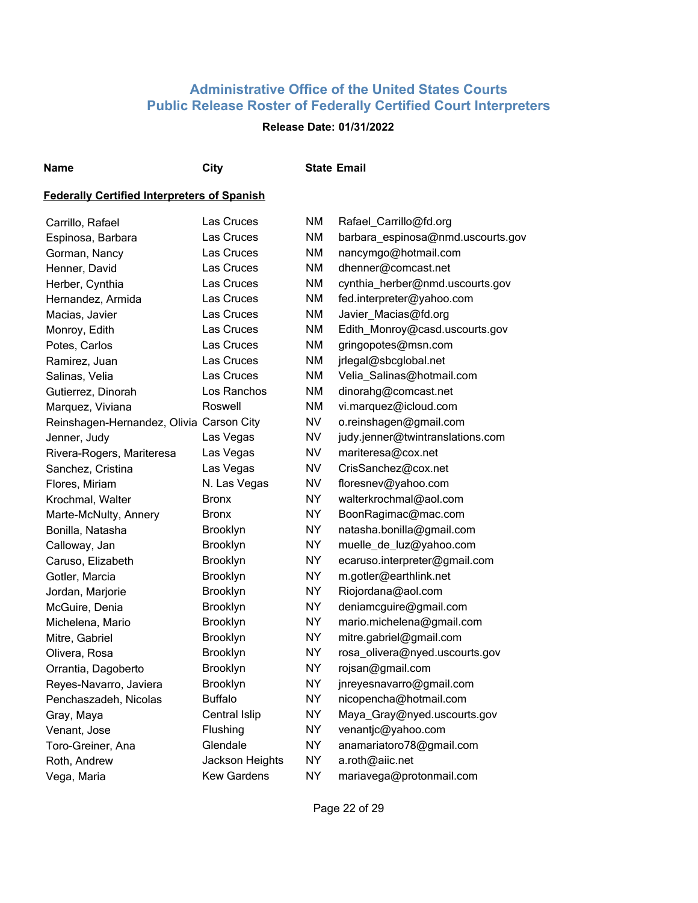## Administrative Office of the United States Courts
## Public Release Roster of Federally Certified Court Interpreters

**Release Date: 01/31/2022**

| Name | City | State | Email |
|---|---|---|---|
| **Federally Certified Interpreters of Spanish** | | | |
| Carrillo, Rafael | Las Cruces | NM | Rafael_Carrillo@fd.org |
| Espinosa, Barbara | Las Cruces | NM | barbara_espinosa@nmd.uscourts.gov |
| Gorman, Nancy | Las Cruces | NM | nancymgo@hotmail.com |
| Henner, David | Las Cruces | NM | dhenner@comcast.net |
| Herber, Cynthia | Las Cruces | NM | cynthia_herber@nmd.uscourts.gov |
| Hernandez, Armida | Las Cruces | NM | fed.interpreter@yahoo.com |
| Macias, Javier | Las Cruces | NM | Javier_Macias@fd.org |
| Monroy, Edith | Las Cruces | NM | Edith_Monroy@casd.uscourts.gov |
| Potes, Carlos | Las Cruces | NM | gringopotes@msn.com |
| Ramirez, Juan | Las Cruces | NM | jrlegal@sbcglobal.net |
| Salinas, Velia | Las Cruces | NM | Velia_Salinas@hotmail.com |
| Gutierrez, Dinorah | Los Ranchos | NM | dinorahg@comcast.net |
| Marquez, Viviana | Roswell | NM | vi.marquez@icloud.com |
| Reinshagen-Hernandez, Olivia | Carson City | NV | o.reinshagen@gmail.com |
| Jenner, Judy | Las Vegas | NV | judy.jenner@twintranslations.com |
| Rivera-Rogers, Mariteresa | Las Vegas | NV | mariteresa@cox.net |
| Sanchez, Cristina | Las Vegas | NV | CrisSanchez@cox.net |
| Flores, Miriam | N. Las Vegas | NV | floresnev@yahoo.com |
| Krochmal, Walter | Bronx | NY | walterkrochmal@aol.com |
| Marte-McNulty, Annery | Bronx | NY | BoonRagimac@mac.com |
| Bonilla, Natasha | Brooklyn | NY | natasha.bonilla@gmail.com |
| Calloway, Jan | Brooklyn | NY | muelle_de_luz@yahoo.com |
| Caruso, Elizabeth | Brooklyn | NY | ecaruso.interpreter@gmail.com |
| Gotler, Marcia | Brooklyn | NY | m.gotler@earthlink.net |
| Jordan, Marjorie | Brooklyn | NY | Riojordana@aol.com |
| McGuire, Denia | Brooklyn | NY | deniamcguire@gmail.com |
| Michelena, Mario | Brooklyn | NY | mario.michelena@gmail.com |
| Mitre, Gabriel | Brooklyn | NY | mitre.gabriel@gmail.com |
| Olivera, Rosa | Brooklyn | NY | rosa_olivera@nyed.uscourts.gov |
| Orrantia, Dagoberto | Brooklyn | NY | rojsan@gmail.com |
| Reyes-Navarro, Javiera | Brooklyn | NY | jnreyesnavarro@gmail.com |
| Penchaszadeh, Nicolas | Buffalo | NY | nicopencha@hotmail.com |
| Gray, Maya | Central Islip | NY | Maya_Gray@nyed.uscourts.gov |
| Venant, Jose | Flushing | NY | venantjc@yahoo.com |
| Toro-Greiner, Ana | Glendale | NY | anamariatoro78@gmail.com |
| Roth, Andrew | Jackson Heights | NY | a.roth@aiic.net |
| Vega, Maria | Kew Gardens | NY | mariavega@protonmail.com |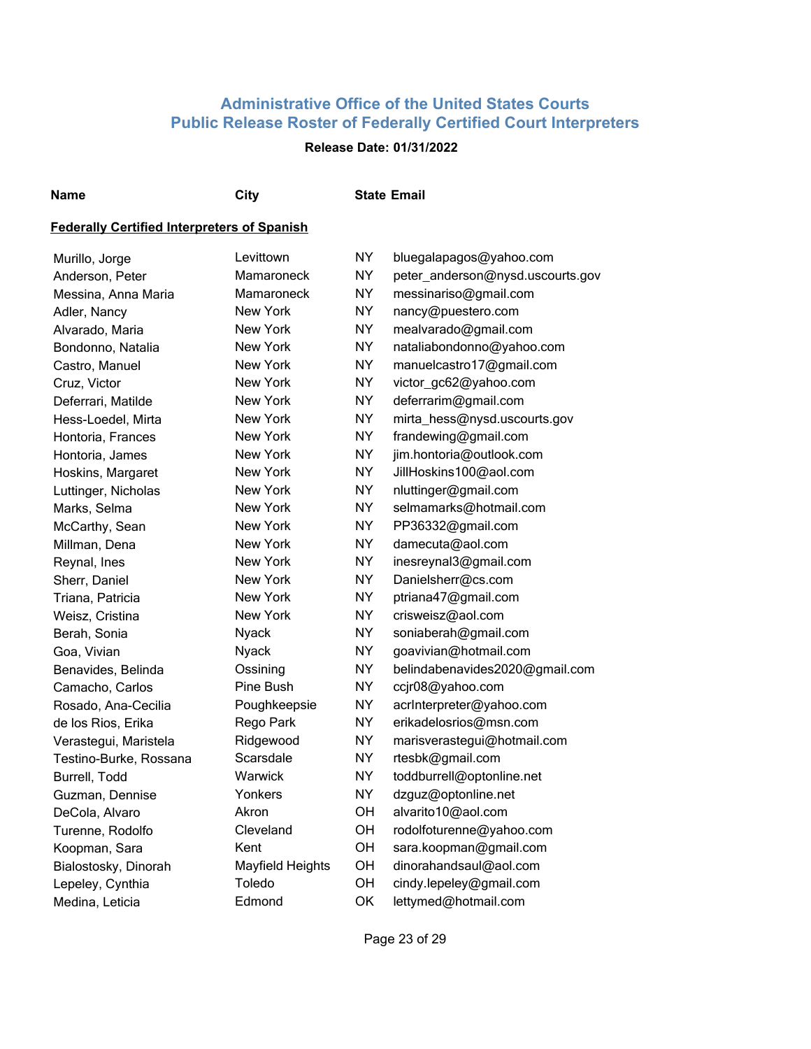### Administrative Office of the United States Courts
### Public Release Roster of Federally Certified Court Interpreters

**Release Date: 01/31/2022**

**Federally Certified Interpreters of Spanish**

| Name | City | State | Email |
|---|---|---|---|
| Murillo, Jorge | Levittown | NY | bluegalapagos@yahoo.com |
| Anderson, Peter | Mamaroneck | NY | peter_anderson@nysd.uscourts.gov |
| Messina, Anna Maria | Mamaroneck | NY | messinariso@gmail.com |
| Adler, Nancy | New York | NY | nancy@puestero.com |
| Alvarado, Maria | New York | NY | mealvarado@gmail.com |
| Bondonno, Natalia | New York | NY | nataliabondonno@yahoo.com |
| Castro, Manuel | New York | NY | manuelcastro17@gmail.com |
| Cruz, Victor | New York | NY | victor_gc62@yahoo.com |
| Deferrari, Matilde | New York | NY | deferrarim@gmail.com |
| Hess-Loedel, Mirta | New York | NY | mirta_hess@nysd.uscourts.gov |
| Hontoria, Frances | New York | NY | frandewing@gmail.com |
| Hontoria, James | New York | NY | jim.hontoria@outlook.com |
| Hoskins, Margaret | New York | NY | JillHoskins100@aol.com |
| Luttinger, Nicholas | New York | NY | nluttinger@gmail.com |
| Marks, Selma | New York | NY | selmamarks@hotmail.com |
| McCarthy, Sean | New York | NY | PP36332@gmail.com |
| Millman, Dena | New York | NY | damecuta@aol.com |
| Reynal, Ines | New York | NY | inesreynal3@gmail.com |
| Sherr, Daniel | New York | NY | Danielsherr@cs.com |
| Triana, Patricia | New York | NY | ptriana47@gmail.com |
| Weisz, Cristina | New York | NY | crisweisz@aol.com |
| Berah, Sonia | Nyack | NY | soniaberah@gmail.com |
| Goa, Vivian | Nyack | NY | goavivian@hotmail.com |
| Benavides, Belinda | Ossining | NY | belindabenavides2020@gmail.com |
| Camacho, Carlos | Pine Bush | NY | ccjr08@yahoo.com |
| Rosado, Ana-Cecilia | Poughkeepsie | NY | acrInterpreter@yahoo.com |
| de los Rios, Erika | Rego Park | NY | erikadelosrios@msn.com |
| Verastegui, Maristela | Ridgewood | NY | marisverastegui@hotmail.com |
| Testino-Burke, Rossana | Scarsdale | NY | rtesbk@gmail.com |
| Burrell, Todd | Warwick | NY | toddburrell@optonline.net |
| Guzman, Dennise | Yonkers | NY | dzguz@optonline.net |
| DeCola, Alvaro | Akron | OH | alvarito10@aol.com |
| Turenne, Rodolfo | Cleveland | OH | rodolfoturenne@yahoo.com |
| Koopman, Sara | Kent | OH | sara.koopman@gmail.com |
| Bialostosky, Dinorah | Mayfield Heights | OH | dinorahandsaul@aol.com |
| Lepeley, Cynthia | Toledo | OH | cindy.lepeley@gmail.com |
| Medina, Leticia | Edmond | OK | lettymed@hotmail.com |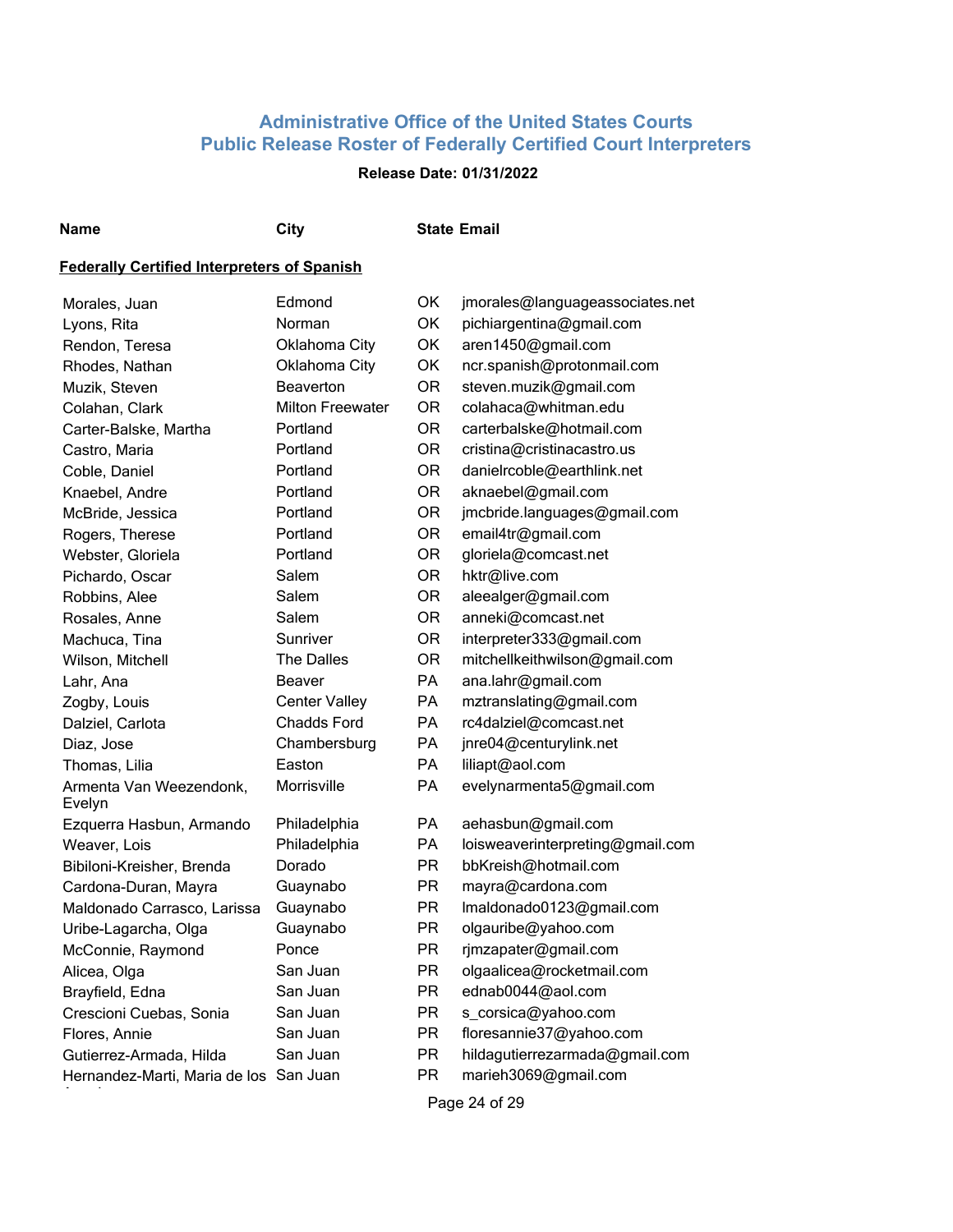# Administrative Office of the United States Courts
# Public Release Roster of Federally Certified Court Interpreters

**Release Date: 01/31/2022**

## Federally Certified Interpreters of Spanish

| Name | City | State | Email |
|---|---|---|---|
| Morales, Juan | Edmond | OK | jmorales@languageassociates.net |
| Lyons, Rita | Norman | OK | pichiargentina@gmail.com |
| Rendon, Teresa | Oklahoma City | OK | aren1450@gmail.com |
| Rhodes, Nathan | Oklahoma City | OK | ncr.spanish@protonmail.com |
| Muzik, Steven | Beaverton | OR | steven.muzik@gmail.com |
| Colahan, Clark | Milton Freewater | OR | colahaca@whitman.edu |
| Carter-Balske, Martha | Portland | OR | carterbalske@hotmail.com |
| Castro, Maria | Portland | OR | cristina@cristinacastro.us |
| Coble, Daniel | Portland | OR | danielrcoble@earthlink.net |
| Knaebel, Andre | Portland | OR | aknaebel@gmail.com |
| McBride, Jessica | Portland | OR | jmcbride.languages@gmail.com |
| Rogers, Therese | Portland | OR | email4tr@gmail.com |
| Webster, Gloriela | Portland | OR | gloriela@comcast.net |
| Pichardo, Oscar | Salem | OR | hktr@live.com |
| Robbins, Alee | Salem | OR | aleealger@gmail.com |
| Rosales, Anne | Salem | OR | anneki@comcast.net |
| Machuca, Tina | Sunriver | OR | interpreter333@gmail.com |
| Wilson, Mitchell | The Dalles | OR | mitchellkeithwilson@gmail.com |
| Lahr, Ana | Beaver | PA | ana.lahr@gmail.com |
| Zogby, Louis | Center Valley | PA | mztranslating@gmail.com |
| Dalziel, Carlota | Chadds Ford | PA | rc4dalziel@comcast.net |
| Diaz, Jose | Chambersburg | PA | jnre04@centurylink.net |
| Thomas, Lilia | Easton | PA | liliapt@aol.com |
| Armenta Van Weezendonk, Evelyn | Morrisville | PA | evelynarmenta5@gmail.com |
| Ezquerra Hasbun, Armando | Philadelphia | PA | aehasbun@gmail.com |
| Weaver, Lois | Philadelphia | PA | loisweaverinterpreting@gmail.com |
| Bibiloni-Kreisher, Brenda | Dorado | PR | bbKreish@hotmail.com |
| Cardona-Duran, Mayra | Guaynabo | PR | mayra@cardona.com |
| Maldonado Carrasco, Larissa | Guaynabo | PR | lmaldonado0123@gmail.com |
| Uribe-Lagarcha, Olga | Guaynabo | PR | olgauribe@yahoo.com |
| McConnie, Raymond | Ponce | PR | rjmzapater@gmail.com |
| Alicea, Olga | San Juan | PR | olgaalicea@rocketmail.com |
| Brayfield, Edna | San Juan | PR | ednab0044@aol.com |
| Crescioni Cuebas, Sonia | San Juan | PR | s_corsica@yahoo.com |
| Flores, Annie | San Juan | PR | floresannie37@yahoo.com |
| Gutierrez-Armada, Hilda | San Juan | PR | hildagutierrezarmada@gmail.com |
| Hernandez-Marti, Maria de los | San Juan | PR | marieh3069@gmail.com |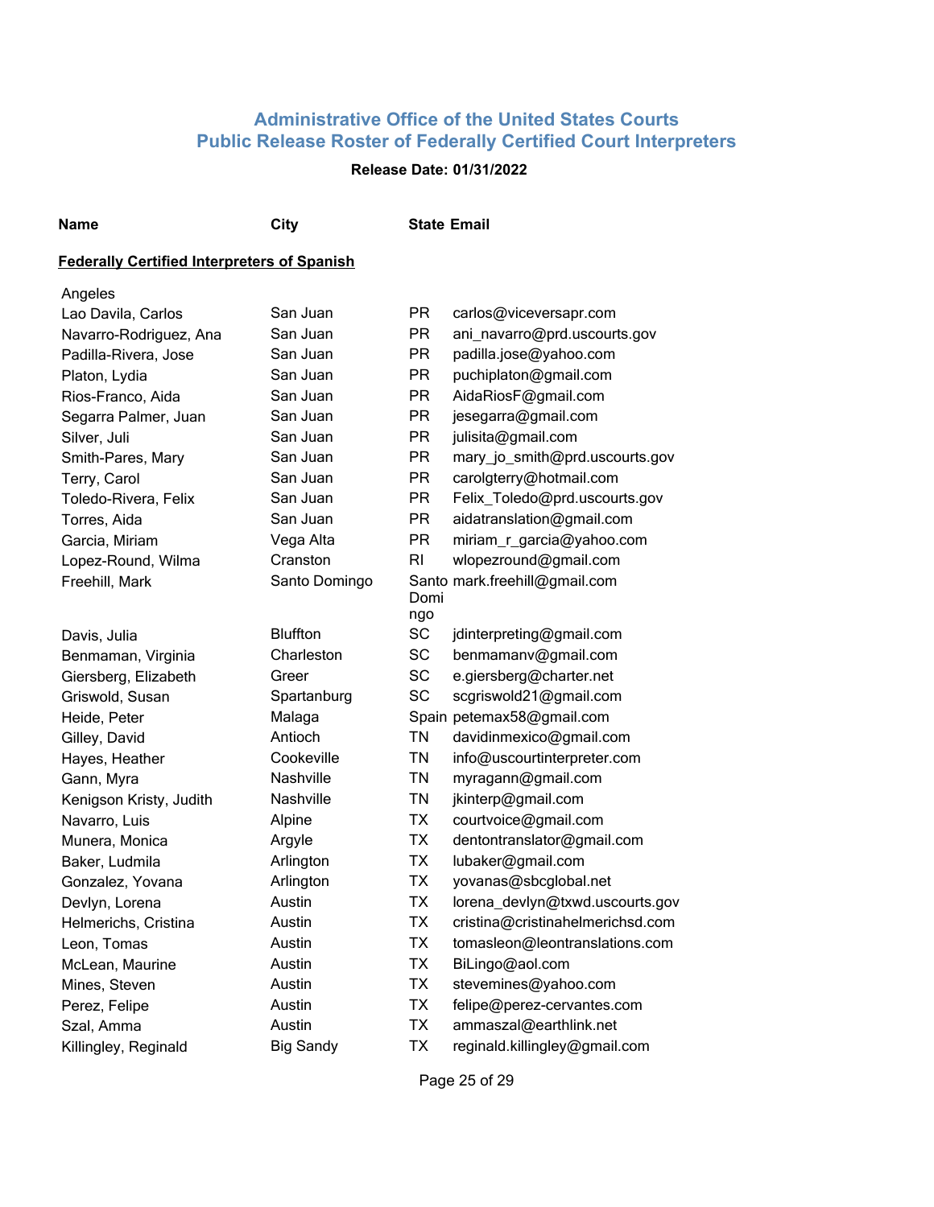## Administrative Office of the United States Courts
## Public Release Roster of Federally Certified Court Interpreters

**Release Date: 01/31/2022**

| Name | City | State | Email |
|---|---|---|---|
| **Federally Certified Interpreters of Spanish** | | | |
| Angeles | | | |
| Lao Davila, Carlos | San Juan | PR | carlos@viceversapr.com |
| Navarro-Rodriguez, Ana | San Juan | PR | ani_navarro@prd.uscourts.gov |
| Padilla-Rivera, Jose | San Juan | PR | padilla.jose@yahoo.com |
| Platon, Lydia | San Juan | PR | puchiplaton@gmail.com |
| Rios-Franco, Aida | San Juan | PR | AidaRiosF@gmail.com |
| Segarra Palmer, Juan | San Juan | PR | jesegarra@gmail.com |
| Silver, Juli | San Juan | PR | julisita@gmail.com |
| Smith-Pares, Mary | San Juan | PR | mary_jo_smith@prd.uscourts.gov |
| Terry, Carol | San Juan | PR | carolgterry@hotmail.com |
| Toledo-Rivera, Felix | San Juan | PR | Felix_Toledo@prd.uscourts.gov |
| Torres, Aida | San Juan | PR | aidatranslation@gmail.com |
| Garcia, Miriam | Vega Alta | PR | miriam_r_garcia@yahoo.com |
| Lopez-Round, Wilma | Cranston | RI | wlopezround@gmail.com |
| Freehill, Mark | Santo Domingo | Santo Domingo | mark.freehill@gmail.com |
| Davis, Julia | Bluffton | SC | jdinterpreting@gmail.com |
| Benmaman, Virginia | Charleston | SC | benmamanv@gmail.com |
| Giersberg, Elizabeth | Greer | SC | e.giersberg@charter.net |
| Griswold, Susan | Spartanburg | SC | scgriswold21@gmail.com |
| Heide, Peter | Malaga | Spain | petemax58@gmail.com |
| Gilley, David | Antioch | TN | davidinmexico@gmail.com |
| Hayes, Heather | Cookeville | TN | info@uscourtinterpreter.com |
| Gann, Myra | Nashville | TN | myragann@gmail.com |
| Kenigson Kristy, Judith | Nashville | TN | jkinterp@gmail.com |
| Navarro, Luis | Alpine | TX | courtvoice@gmail.com |
| Munera, Monica | Argyle | TX | dentontranslator@gmail.com |
| Baker, Ludmila | Arlington | TX | lubaker@gmail.com |
| Gonzalez, Yovana | Arlington | TX | yovanas@sbcglobal.net |
| Devlyn, Lorena | Austin | TX | lorena_devlyn@txwd.uscourts.gov |
| Helmerichs, Cristina | Austin | TX | cristina@cristinahelmerichsd.com |
| Leon, Tomas | Austin | TX | tomasleon@leontranslations.com |
| McLean, Maurine | Austin | TX | BiLingo@aol.com |
| Mines, Steven | Austin | TX | stevemines@yahoo.com |
| Perez, Felipe | Austin | TX | felipe@perez-cervantes.com |
| Szal, Amma | Austin | TX | ammaszal@earthlink.net |
| Killingley, Reginald | Big Sandy | TX | reginald.killingley@gmail.com |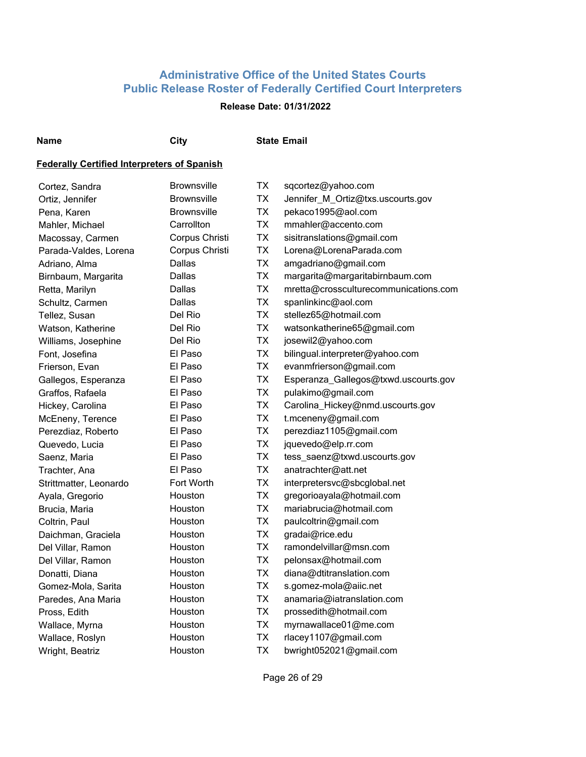# Administrative Office of the United States Courts
## Public Release Roster of Federally Certified Court Interpreters

**Release Date: 01/31/2022**

| Name | City | State | Email |
|---|---|---|---|

**Federally Certified Interpreters of Spanish**

| Name | City | State | Email |
|---|---|---|---|
| Cortez, Sandra | Brownsville | TX | sqcortez@yahoo.com |
| Ortiz, Jennifer | Brownsville | TX | Jennifer_M_Ortiz@txs.uscourts.gov |
| Pena, Karen | Brownsville | TX | pekaco1995@aol.com |
| Mahler, Michael | Carrollton | TX | mmahler@accento.com |
| Macossay, Carmen | Corpus Christi | TX | sisitranslations@gmail.com |
| Parada-Valdes, Lorena | Corpus Christi | TX | Lorena@LorenaParada.com |
| Adriano, Alma | Dallas | TX | amgadriano@gmail.com |
| Birnbaum, Margarita | Dallas | TX | margarita@margaritabirnbaum.com |
| Retta, Marilyn | Dallas | TX | mretta@crossculturecommunications.com |
| Schultz, Carmen | Dallas | TX | spanlinkinc@aol.com |
| Tellez, Susan | Del Rio | TX | stellez65@hotmail.com |
| Watson, Katherine | Del Rio | TX | watsonkatherine65@gmail.com |
| Williams, Josephine | Del Rio | TX | josewil2@yahoo.com |
| Font, Josefina | El Paso | TX | bilingual.interpreter@yahoo.com |
| Frierson, Evan | El Paso | TX | evanmfrierson@gmail.com |
| Gallegos, Esperanza | El Paso | TX | Esperanza_Gallegos@txwd.uscourts.gov |
| Graffos, Rafaela | El Paso | TX | pulakimo@gmail.com |
| Hickey, Carolina | El Paso | TX | Carolina_Hickey@nmd.uscourts.gov |
| McEneny, Terence | El Paso | TX | t.mceneny@gmail.com |
| Perezdiaz, Roberto | El Paso | TX | perezdiaz1105@gmail.com |
| Quevedo, Lucia | El Paso | TX | jquevedo@elp.rr.com |
| Saenz, Maria | El Paso | TX | tess_saenz@txwd.uscourts.gov |
| Trachter, Ana | El Paso | TX | anatrachter@att.net |
| Strittmatter, Leonardo | Fort Worth | TX | interpretersvc@sbcglobal.net |
| Ayala, Gregorio | Houston | TX | gregorioayala@hotmail.com |
| Brucia, Maria | Houston | TX | mariabrucia@hotmail.com |
| Coltrin, Paul | Houston | TX | paulcoltrin@gmail.com |
| Daichman, Graciela | Houston | TX | gradai@rice.edu |
| Del Villar, Ramon | Houston | TX | ramondelvillar@msn.com |
| Del Villar, Ramon | Houston | TX | pelonsax@hotmail.com |
| Donatti, Diana | Houston | TX | diana@dtitranslation.com |
| Gomez-Mola, Sarita | Houston | TX | s.gomez-mola@aiic.net |
| Paredes, Ana Maria | Houston | TX | anamaria@iatranslation.com |
| Pross, Edith | Houston | TX | prossedith@hotmail.com |
| Wallace, Myrna | Houston | TX | myrnawallace01@me.com |
| Wallace, Roslyn | Houston | TX | rlacey1107@gmail.com |
| Wright, Beatriz | Houston | TX | bwright052021@gmail.com |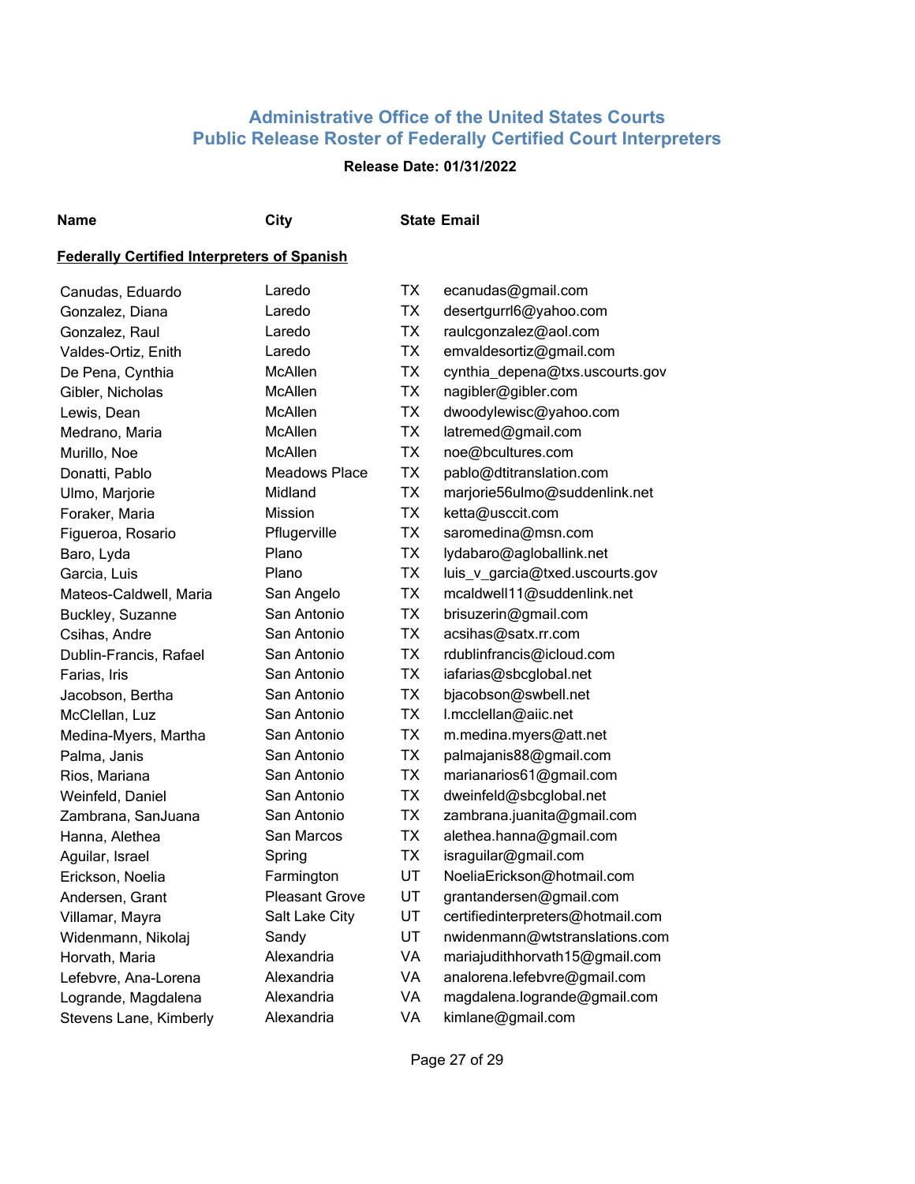## Administrative Office of the United States Courts
## Public Release Roster of Federally Certified Court Interpreters

**Release Date: 01/31/2022**

| Name | City | State | Email |
|---|---|---|---|
| **Federally Certified Interpreters of Spanish** | | | |
| Canudas, Eduardo | Laredo | TX | ecanudas@gmail.com |
| Gonzalez, Diana | Laredo | TX | desertgurrl6@yahoo.com |
| Gonzalez, Raul | Laredo | TX | raulcgonzalez@aol.com |
| Valdes-Ortiz, Enith | Laredo | TX | emvaldesortiz@gmail.com |
| De Pena, Cynthia | McAllen | TX | cynthia_depena@txs.uscourts.gov |
| Gibler, Nicholas | McAllen | TX | nagibler@gibler.com |
| Lewis, Dean | McAllen | TX | dwoodylewisc@yahoo.com |
| Medrano, Maria | McAllen | TX | latremed@gmail.com |
| Murillo, Noe | McAllen | TX | noe@bcultures.com |
| Donatti, Pablo | Meadows Place | TX | pablo@dtitranslation.com |
| Ulmo, Marjorie | Midland | TX | marjorie56ulmo@suddenlink.net |
| Foraker, Maria | Mission | TX | ketta@usccit.com |
| Figueroa, Rosario | Pflugerville | TX | saromedina@msn.com |
| Baro, Lyda | Plano | TX | lydabaro@agloballink.net |
| Garcia, Luis | Plano | TX | luis_v_garcia@txed.uscourts.gov |
| Mateos-Caldwell, Maria | San Angelo | TX | mcaldwell11@suddenlink.net |
| Buckley, Suzanne | San Antonio | TX | brisuzerin@gmail.com |
| Csihas, Andre | San Antonio | TX | acsihas@satx.rr.com |
| Dublin-Francis, Rafael | San Antonio | TX | rdublinfrancis@icloud.com |
| Farias, Iris | San Antonio | TX | iafarias@sbcglobal.net |
| Jacobson, Bertha | San Antonio | TX | bjacobson@swbell.net |
| McClellan, Luz | San Antonio | TX | l.mcclellan@aiic.net |
| Medina-Myers, Martha | San Antonio | TX | m.medina.myers@att.net |
| Palma, Janis | San Antonio | TX | palmajanis88@gmail.com |
| Rios, Mariana | San Antonio | TX | marianarios61@gmail.com |
| Weinfeld, Daniel | San Antonio | TX | dweinfeld@sbcglobal.net |
| Zambrana, SanJuana | San Antonio | TX | zambrana.juanita@gmail.com |
| Hanna, Alethea | San Marcos | TX | alethea.hanna@gmail.com |
| Aguilar, Israel | Spring | TX | israguilar@gmail.com |
| Erickson, Noelia | Farmington | UT | NoeliaErickson@hotmail.com |
| Andersen, Grant | Pleasant Grove | UT | grantandersen@gmail.com |
| Villamar, Mayra | Salt Lake City | UT | certifiedinterpreters@hotmail.com |
| Widenmann, Nikolaj | Sandy | UT | nwidenmann@wtstranslations.com |
| Horvath, Maria | Alexandria | VA | mariajudithhorvath15@gmail.com |
| Lefebvre, Ana-Lorena | Alexandria | VA | analorena.lefebvre@gmail.com |
| Logrande, Magdalena | Alexandria | VA | magdalena.logrande@gmail.com |
| Stevens Lane, Kimberly | Alexandria | VA | kimlane@gmail.com |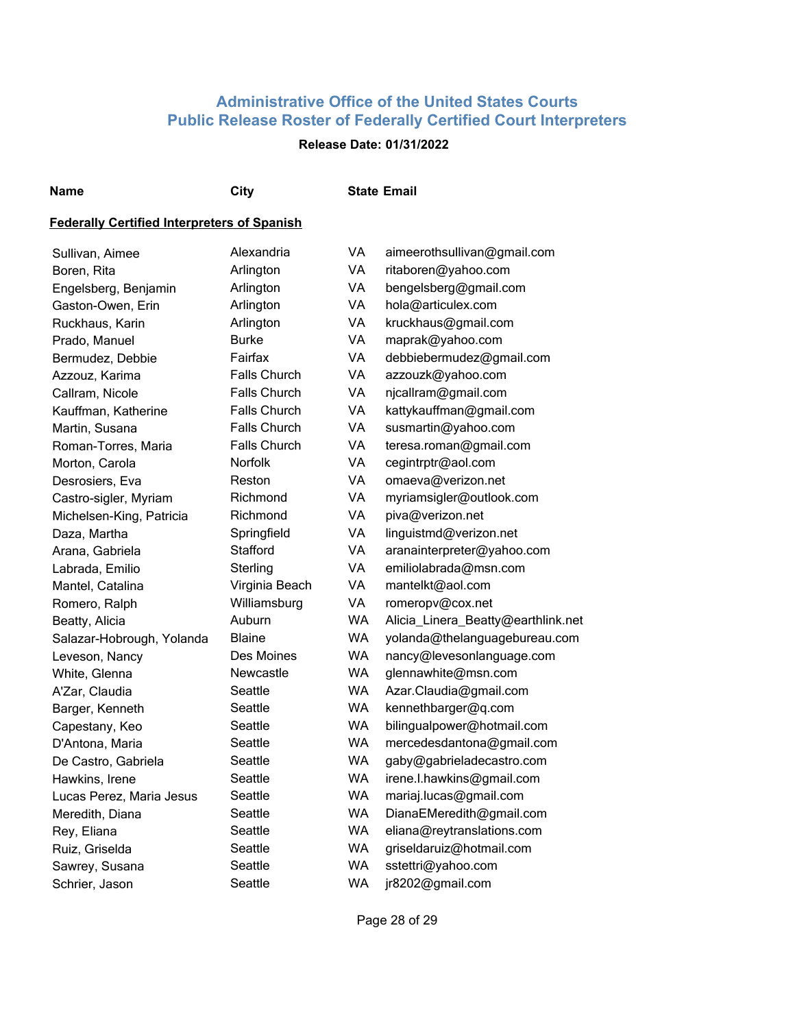## Administrative Office of the United States Courts
## Public Release Roster of Federally Certified Court Interpreters

**Release Date: 01/31/2022**

**Federally Certified Interpreters of Spanish**

| Name | City | State | Email |
|---|---|---|---|
| Sullivan, Aimee | Alexandria | VA | aimeerothsullivan@gmail.com |
| Boren, Rita | Arlington | VA | ritaboren@yahoo.com |
| Engelsberg, Benjamin | Arlington | VA | bengelsberg@gmail.com |
| Gaston-Owen, Erin | Arlington | VA | hola@articulex.com |
| Ruckhaus, Karin | Arlington | VA | kruckhaus@gmail.com |
| Prado, Manuel | Burke | VA | maprak@yahoo.com |
| Bermudez, Debbie | Fairfax | VA | debbiebermudez@gmail.com |
| Azzouz, Karima | Falls Church | VA | azzouzk@yahoo.com |
| Callram, Nicole | Falls Church | VA | njcallram@gmail.com |
| Kauffman, Katherine | Falls Church | VA | kattykauffman@gmail.com |
| Martin, Susana | Falls Church | VA | susmartin@yahoo.com |
| Roman-Torres, Maria | Falls Church | VA | teresa.roman@gmail.com |
| Morton, Carola | Norfolk | VA | cegintrptr@aol.com |
| Desrosiers, Eva | Reston | VA | omaeva@verizon.net |
| Castro-sigler, Myriam | Richmond | VA | myriamsigler@outlook.com |
| Michelsen-King, Patricia | Richmond | VA | piva@verizon.net |
| Daza, Martha | Springfield | VA | linguistmd@verizon.net |
| Arana, Gabriela | Stafford | VA | aranainterpreter@yahoo.com |
| Labrada, Emilio | Sterling | VA | emiliolabrada@msn.com |
| Mantel, Catalina | Virginia Beach | VA | mantelkt@aol.com |
| Romero, Ralph | Williamsburg | VA | romeropv@cox.net |
| Beatty, Alicia | Auburn | WA | Alicia_Linera_Beatty@earthlink.net |
| Salazar-Hobrough, Yolanda | Blaine | WA | yolanda@thelanguagebureau.com |
| Leveson, Nancy | Des Moines | WA | nancy@levesonlanguage.com |
| White, Glenna | Newcastle | WA | glennawhite@msn.com |
| A'Zar, Claudia | Seattle | WA | Azar.Claudia@gmail.com |
| Barger, Kenneth | Seattle | WA | kennethbarger@q.com |
| Capestany, Keo | Seattle | WA | bilingualpower@hotmail.com |
| D'Antona, Maria | Seattle | WA | mercedesdantona@gmail.com |
| De Castro, Gabriela | Seattle | WA | gaby@gabrieladecastro.com |
| Hawkins, Irene | Seattle | WA | irene.l.hawkins@gmail.com |
| Lucas Perez, Maria Jesus | Seattle | WA | mariaj.lucas@gmail.com |
| Meredith, Diana | Seattle | WA | DianaEMeredith@gmail.com |
| Rey, Eliana | Seattle | WA | eliana@reytranslations.com |
| Ruiz, Griselda | Seattle | WA | griseldaruiz@hotmail.com |
| Sawrey, Susana | Seattle | WA | sstettri@yahoo.com |
| Schrier, Jason | Seattle | WA | jr8202@gmail.com |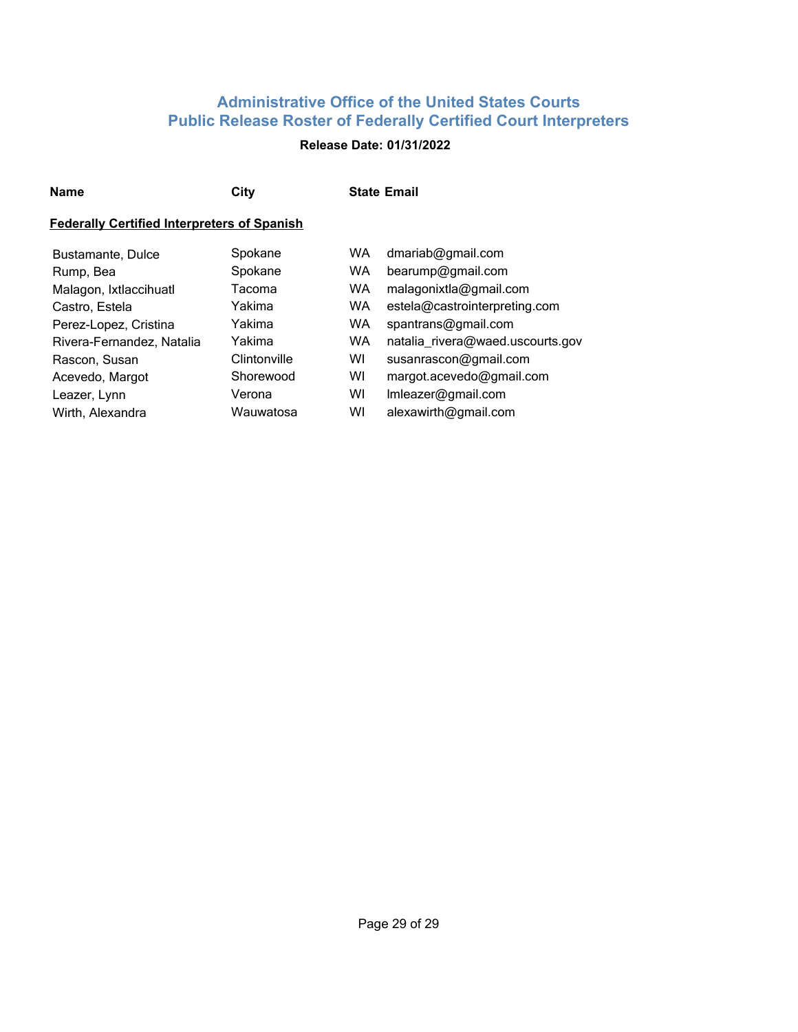# Administrative Office of the United States Courts
# Public Release Roster of Federally Certified Court Interpreters

**Release Date: 01/31/2022**

| Name | City | State | Email |
|---|---|---|---|
| **Federally Certified Interpreters of Spanish** | | | |
| Bustamante, Dulce | Spokane | WA | dmariab@gmail.com |
| Rump, Bea | Spokane | WA | bearump@gmail.com |
| Malagon, Ixtlaccihuatl | Tacoma | WA | malagonixtla@gmail.com |
| Castro, Estela | Yakima | WA | estela@castrointerpreting.com |
| Perez-Lopez, Cristina | Yakima | WA | spantrans@gmail.com |
| Rivera-Fernandez, Natalia | Yakima | WA | natalia_rivera@waed.uscourts.gov |
| Rascon, Susan | Clintonville | WI | susanrascon@gmail.com |
| Acevedo, Margot | Shorewood | WI | margot.acevedo@gmail.com |
| Leazer, Lynn | Verona | WI | lmleazer@gmail.com |
| Wirth, Alexandra | Wauwatosa | WI | alexawirth@gmail.com |